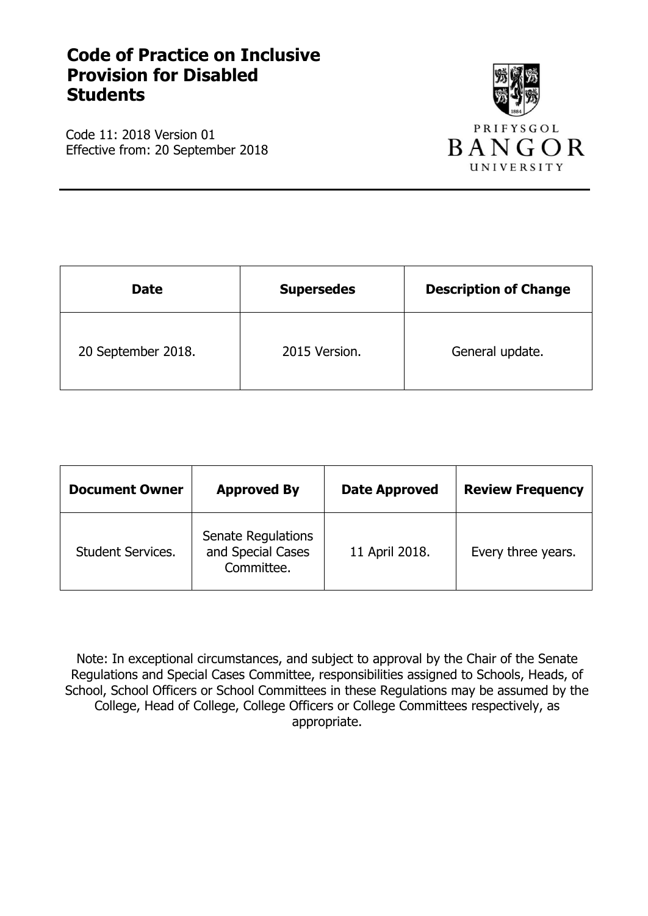# Code of Practice on Inclusive Provision for Disabled Students

Code 11: 2018 Version 01
Effective from: 20 September 2018

PRIFYSGOL
BANGOR
UNIVERSITY

| Date | Supersedes | Description of Change |
| --- | --- | --- |
| 20 September 2018. | 2015 Version. | General update. |

| Document Owner | Approved By | Date Approved | Review Frequency |
| --- | --- | --- | --- |
| Student Services. | Senate Regulations and Special Cases Committee. | 11 April 2018. | Every three years. |

Note: In exceptional circumstances, and subject to approval by the Chair of the Senate Regulations and Special Cases Committee, responsibilities assigned to Schools, Heads, of School, School Officers or School Committees in these Regulations may be assumed by the College, Head of College, College Officers or College Committees respectively, as appropriate.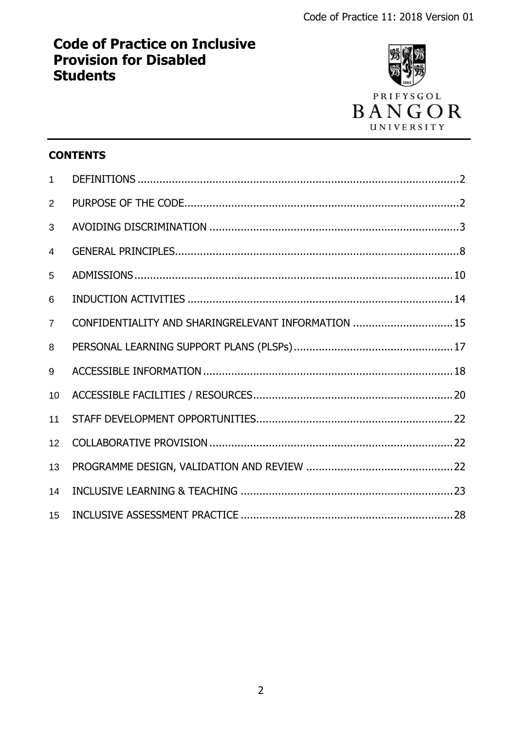# Code of Practice on Inclusive Provision for Disabled Students

## CONTENTS

| | | |
|---|---|---|
| 1 | DEFINITIONS | 2 |
| 2 | PURPOSE OF THE CODE | 2 |
| 3 | AVOIDING DISCRIMINATION | 3 |
| 4 | GENERAL PRINCIPLES | 8 |
| 5 | ADMISSIONS | 10 |
| 6 | INDUCTION ACTIVITIES | 14 |
| 7 | CONFIDENTIALITY AND SHARINGRELEVANT INFORMATION | 15 |
| 8 | PERSONAL LEARNING SUPPORT PLANS (PLSPs) | 17 |
| 9 | ACCESSIBLE INFORMATION | 18 |
| 10 | ACCESSIBLE FACILITIES / RESOURCES | 20 |
| 11 | STAFF DEVELOPMENT OPPORTUNITIES | 22 |
| 12 | COLLABORATIVE PROVISION | 22 |
| 13 | PROGRAMME DESIGN, VALIDATION AND REVIEW | 22 |
| 14 | INCLUSIVE LEARNING & TEACHING | 23 |
| 15 | INCLUSIVE ASSESSMENT PRACTICE | 28 |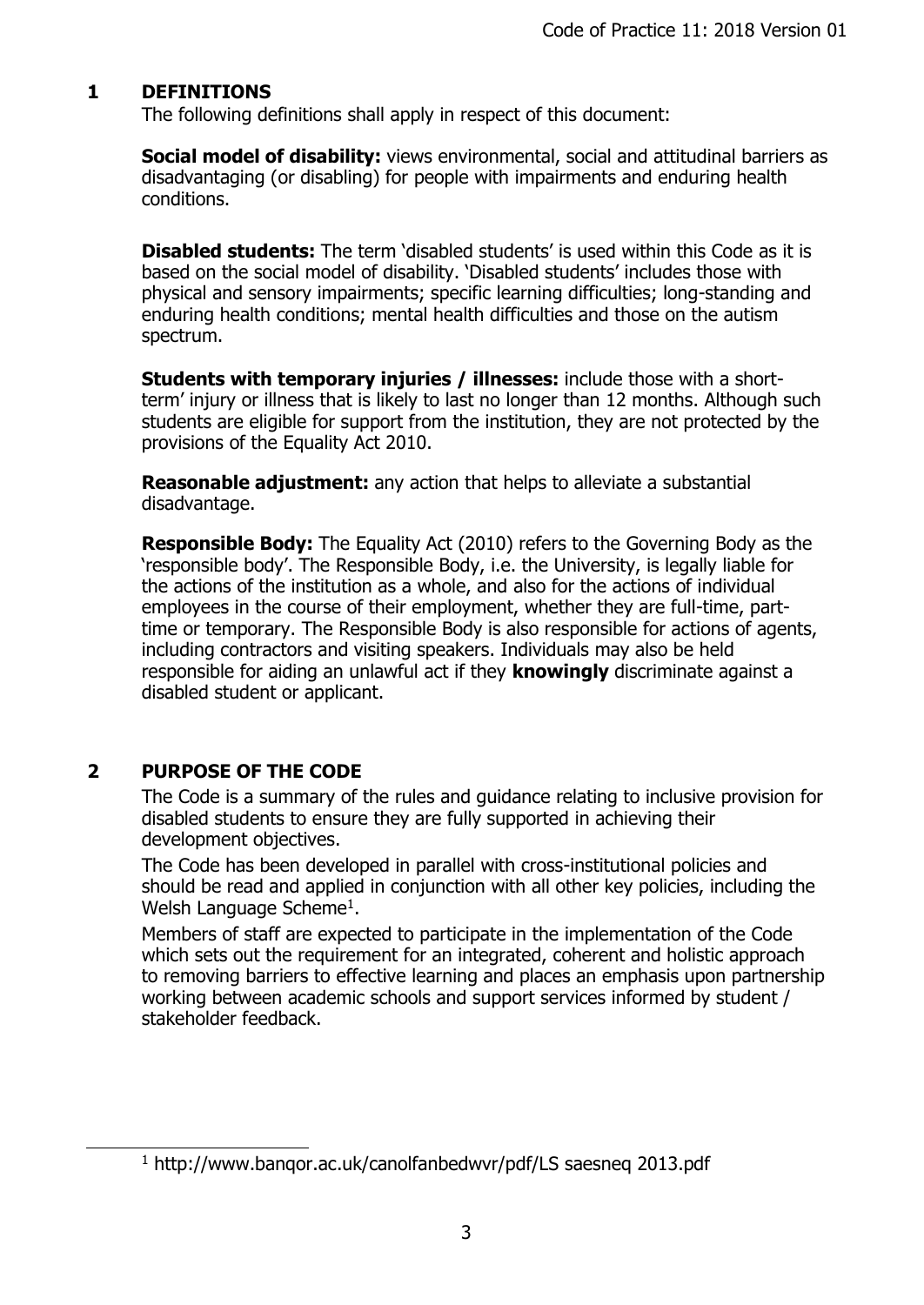## 1 DEFINITIONS

The following definitions shall apply in respect of this document:

**Social model of disability:** views environmental, social and attitudinal barriers as disadvantaging (or disabling) for people with impairments and enduring health conditions.

**Disabled students:** The term 'disabled students' is used within this Code as it is based on the social model of disability. 'Disabled students' includes those with physical and sensory impairments; specific learning difficulties; long-standing and enduring health conditions; mental health difficulties and those on the autism spectrum.

**Students with temporary injuries / illnesses:** include those with a short-term' injury or illness that is likely to last no longer than 12 months. Although such students are eligible for support from the institution, they are not protected by the provisions of the Equality Act 2010.

**Reasonable adjustment:** any action that helps to alleviate a substantial disadvantage.

**Responsible Body:** The Equality Act (2010) refers to the Governing Body as the 'responsible body'. The Responsible Body, i.e. the University, is legally liable for the actions of the institution as a whole, and also for the actions of individual employees in the course of their employment, whether they are full-time, part-time or temporary. The Responsible Body is also responsible for actions of agents, including contractors and visiting speakers. Individuals may also be held responsible for aiding an unlawful act if they **knowingly** discriminate against a disabled student or applicant.

## 2 PURPOSE OF THE CODE

The Code is a summary of the rules and guidance relating to inclusive provision for disabled students to ensure they are fully supported in achieving their development objectives.

The Code has been developed in parallel with cross-institutional policies and should be read and applied in conjunction with all other key policies, including the Welsh Language Scheme[1].

Members of staff are expected to participate in the implementation of the Code which sets out the requirement for an integrated, coherent and holistic approach to removing barriers to effective learning and places an emphasis upon partnership working between academic schools and support services informed by student / stakeholder feedback.

[1] http://www.bangor.ac.uk/canolfanbedwyr/pdf/LS saesneg 2013.pdf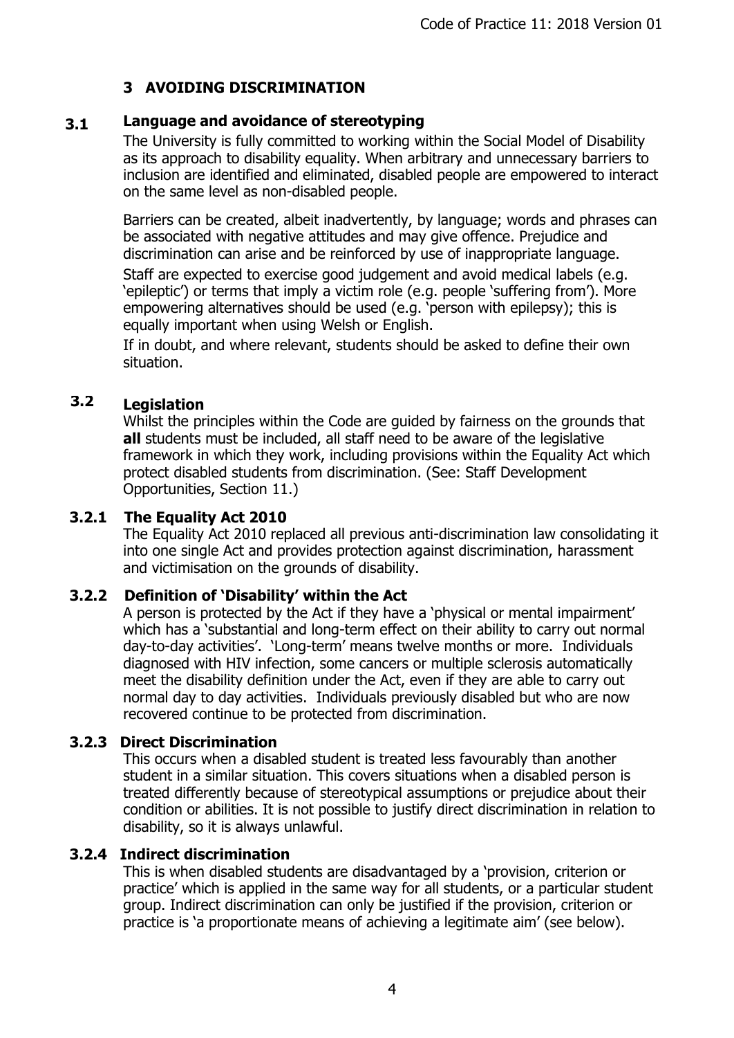## 3 AVOIDING DISCRIMINATION

### 3.1 Language and avoidance of stereotyping

The University is fully committed to working within the Social Model of Disability as its approach to disability equality. When arbitrary and unnecessary barriers to inclusion are identified and eliminated, disabled people are empowered to interact on the same level as non-disabled people.

Barriers can be created, albeit inadvertently, by language; words and phrases can be associated with negative attitudes and may give offence. Prejudice and discrimination can arise and be reinforced by use of inappropriate language.

Staff are expected to exercise good judgement and avoid medical labels (e.g. 'epileptic') or terms that imply a victim role (e.g. people 'suffering from'). More empowering alternatives should be used (e.g. 'person with epilepsy); this is equally important when using Welsh or English.

If in doubt, and where relevant, students should be asked to define their own situation.

### 3.2 Legislation

Whilst the principles within the Code are guided by fairness on the grounds that **all** students must be included, all staff need to be aware of the legislative framework in which they work, including provisions within the Equality Act which protect disabled students from discrimination. (See: Staff Development Opportunities, Section 11.)

#### 3.2.1 The Equality Act 2010

The Equality Act 2010 replaced all previous anti-discrimination law consolidating it into one single Act and provides protection against discrimination, harassment and victimisation on the grounds of disability.

#### 3.2.2 Definition of 'Disability' within the Act

A person is protected by the Act if they have a 'physical or mental impairment' which has a 'substantial and long-term effect on their ability to carry out normal day-to-day activities'. 'Long-term' means twelve months or more. Individuals diagnosed with HIV infection, some cancers or multiple sclerosis automatically meet the disability definition under the Act, even if they are able to carry out normal day to day activities. Individuals previously disabled but who are now recovered continue to be protected from discrimination.

#### 3.2.3 Direct Discrimination

This occurs when a disabled student is treated less favourably than another student in a similar situation. This covers situations when a disabled person is treated differently because of stereotypical assumptions or prejudice about their condition or abilities. It is not possible to justify direct discrimination in relation to disability, so it is always unlawful.

#### 3.2.4 Indirect discrimination

This is when disabled students are disadvantaged by a 'provision, criterion or practice' which is applied in the same way for all students, or a particular student group. Indirect discrimination can only be justified if the provision, criterion or practice is 'a proportionate means of achieving a legitimate aim' (see below).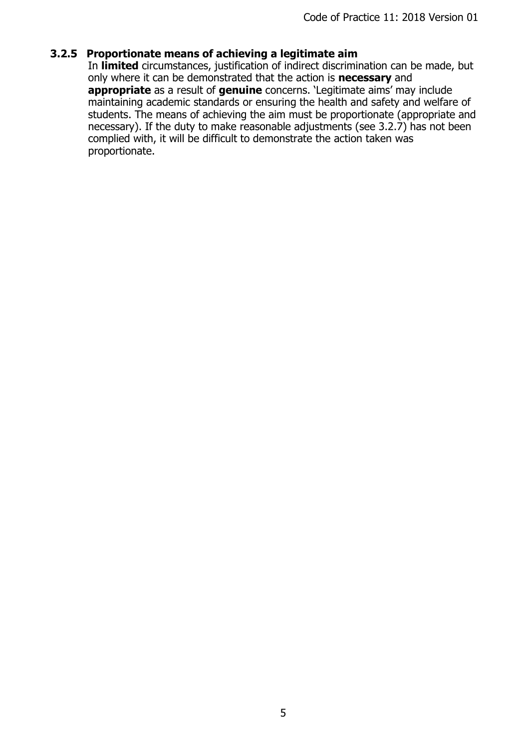### 3.2.5 Proportionate means of achieving a legitimate aim

In **limited** circumstances, justification of indirect discrimination can be made, but only where it can be demonstrated that the action is **necessary** and **appropriate** as a result of **genuine** concerns. 'Legitimate aims' may include maintaining academic standards or ensuring the health and safety and welfare of students. The means of achieving the aim must be proportionate (appropriate and necessary). If the duty to make reasonable adjustments (see 3.2.7) has not been complied with, it will be difficult to demonstrate the action taken was proportionate.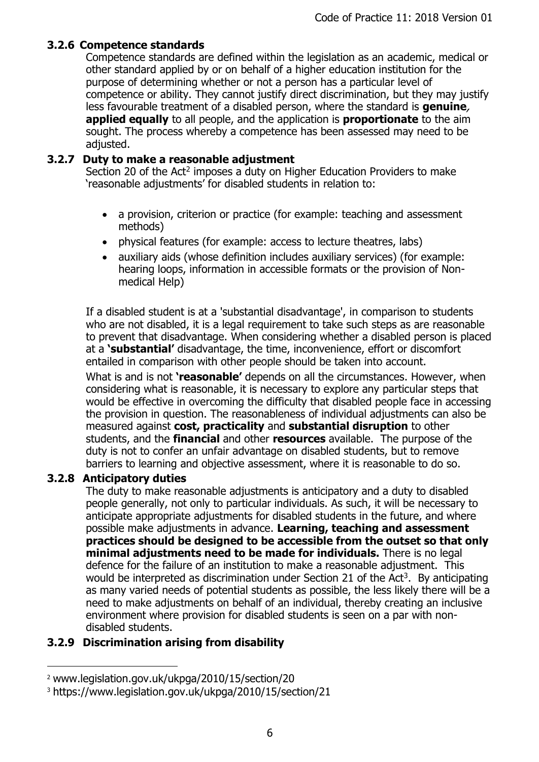### 3.2.6 Competence standards

Competence standards are defined within the legislation as an academic, medical or other standard applied by or on behalf of a higher education institution for the purpose of determining whether or not a person has a particular level of competence or ability. They cannot justify direct discrimination, but they may justify less favourable treatment of a disabled person, where the standard is **genuine**, **applied equally** to all people, and the application is **proportionate** to the aim sought. The process whereby a competence has been assessed may need to be adjusted.

### 3.2.7 Duty to make a reasonable adjustment

Section 20 of the Act[2] imposes a duty on Higher Education Providers to make 'reasonable adjustments' for disabled students in relation to:

- a provision, criterion or practice (for example: teaching and assessment methods)
- physical features (for example: access to lecture theatres, labs)
- auxiliary aids (whose definition includes auxiliary services) (for example: hearing loops, information in accessible formats or the provision of Non-medical Help)

If a disabled student is at a 'substantial disadvantage', in comparison to students who are not disabled, it is a legal requirement to take such steps as are reasonable to prevent that disadvantage. When considering whether a disabled person is placed at a **'substantial'** disadvantage, the time, inconvenience, effort or discomfort entailed in comparison with other people should be taken into account.

What is and is not **'reasonable'** depends on all the circumstances. However, when considering what is reasonable, it is necessary to explore any particular steps that would be effective in overcoming the difficulty that disabled people face in accessing the provision in question. The reasonableness of individual adjustments can also be measured against **cost, practicality** and **substantial disruption** to other students, and the **financial** and other **resources** available. The purpose of the duty is not to confer an unfair advantage on disabled students, but to remove barriers to learning and objective assessment, where it is reasonable to do so.

### 3.2.8 Anticipatory duties

The duty to make reasonable adjustments is anticipatory and a duty to disabled people generally, not only to particular individuals. As such, it will be necessary to anticipate appropriate adjustments for disabled students in the future, and where possible make adjustments in advance. **Learning, teaching and assessment practices should be designed to be accessible from the outset so that only minimal adjustments need to be made for individuals.** There is no legal defence for the failure of an institution to make a reasonable adjustment. This would be interpreted as discrimination under Section 21 of the Act[3]. By anticipating as many varied needs of potential students as possible, the less likely there will be a need to make adjustments on behalf of an individual, thereby creating an inclusive environment where provision for disabled students is seen on a par with non-disabled students.

### 3.2.9 Discrimination arising from disability

---

[2] www.legislation.gov.uk/ukpga/2010/15/section/20

[3] https://www.legislation.gov.uk/ukpga/2010/15/section/21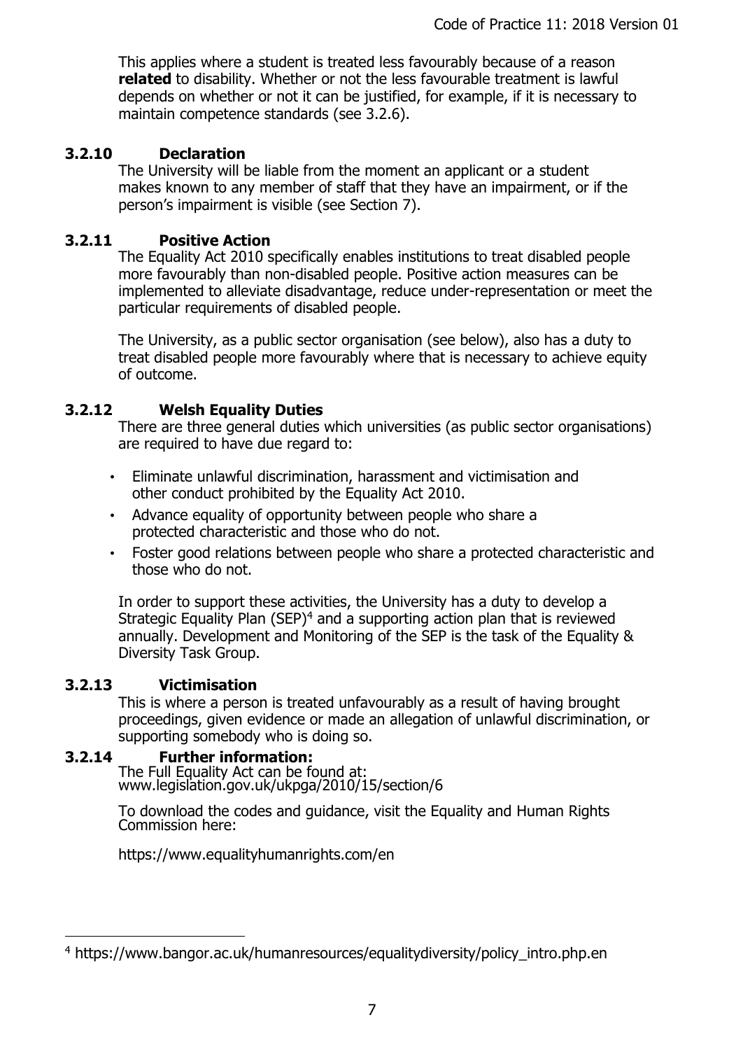This applies where a student is treated less favourably because of a reason **related** to disability. Whether or not the less favourable treatment is lawful depends on whether or not it can be justified, for example, if it is necessary to maintain competence standards (see 3.2.6).

### 3.2.10 Declaration

The University will be liable from the moment an applicant or a student makes known to any member of staff that they have an impairment, or if the person's impairment is visible (see Section 7).

### 3.2.11 Positive Action

The Equality Act 2010 specifically enables institutions to treat disabled people more favourably than non-disabled people. Positive action measures can be implemented to alleviate disadvantage, reduce under-representation or meet the particular requirements of disabled people.

The University, as a public sector organisation (see below), also has a duty to treat disabled people more favourably where that is necessary to achieve equity of outcome.

### 3.2.12 Welsh Equality Duties

There are three general duties which universities (as public sector organisations) are required to have due regard to:

- Eliminate unlawful discrimination, harassment and victimisation and other conduct prohibited by the Equality Act 2010.
- Advance equality of opportunity between people who share a protected characteristic and those who do not.
- Foster good relations between people who share a protected characteristic and those who do not.

In order to support these activities, the University has a duty to develop a Strategic Equality Plan (SEP)[4] and a supporting action plan that is reviewed annually. Development and Monitoring of the SEP is the task of the Equality & Diversity Task Group.

### 3.2.13 Victimisation

This is where a person is treated unfavourably as a result of having brought proceedings, given evidence or made an allegation of unlawful discrimination, or supporting somebody who is doing so.

### 3.2.14 Further information:

The Full Equality Act can be found at:
www.legislation.gov.uk/ukpga/2010/15/section/6

To download the codes and guidance, visit the Equality and Human Rights Commission here:

https://www.equalityhumanrights.com/en

[4] https://www.bangor.ac.uk/humanresources/equalitydiversity/policy_intro.php.en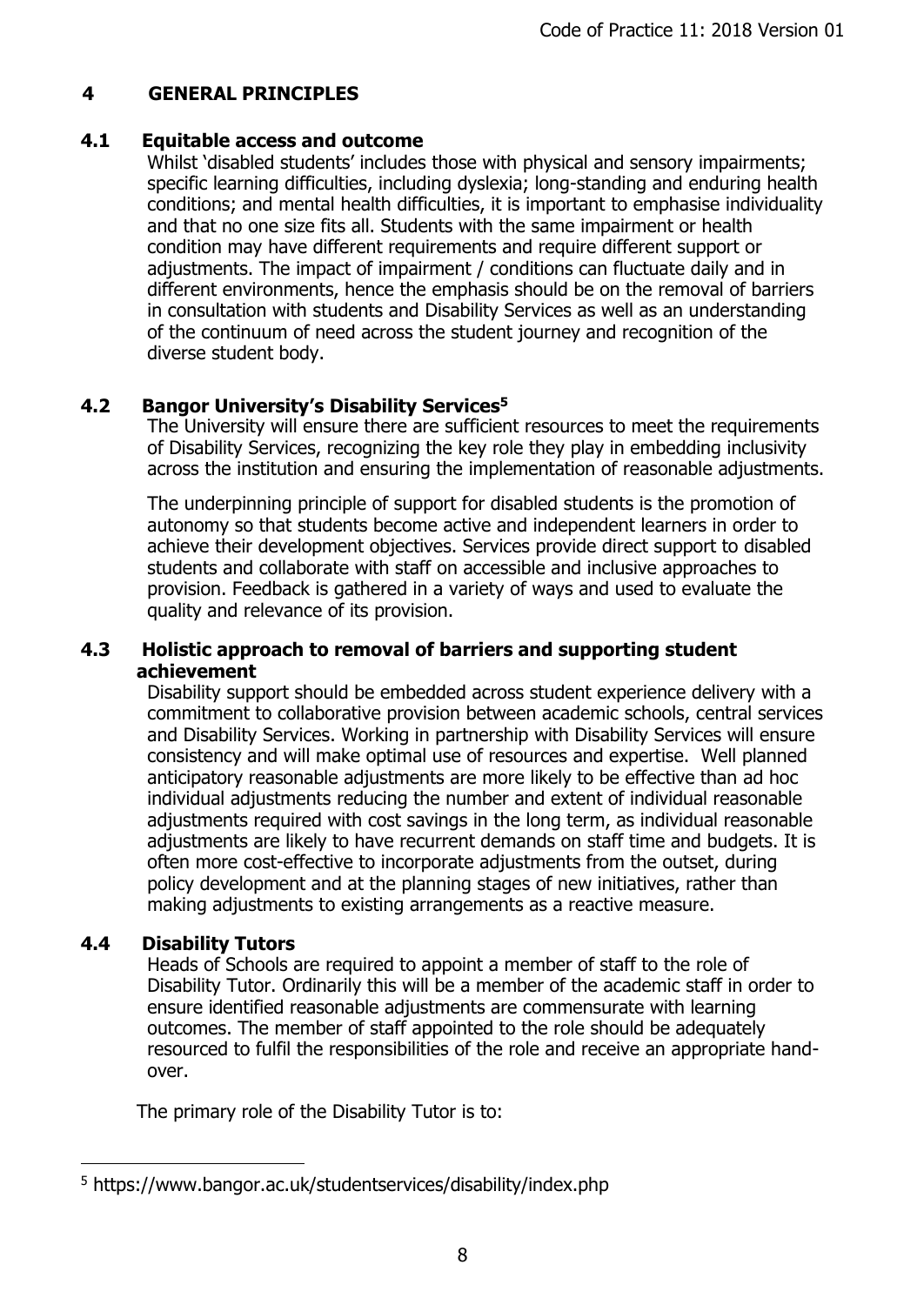## 4 GENERAL PRINCIPLES

### 4.1 Equitable access and outcome

Whilst 'disabled students' includes those with physical and sensory impairments; specific learning difficulties, including dyslexia; long-standing and enduring health conditions; and mental health difficulties, it is important to emphasise individuality and that no one size fits all. Students with the same impairment or health condition may have different requirements and require different support or adjustments. The impact of impairment / conditions can fluctuate daily and in different environments, hence the emphasis should be on the removal of barriers in consultation with students and Disability Services as well as an understanding of the continuum of need across the student journey and recognition of the diverse student body.

### 4.2 Bangor University's Disability Services[5]

The University will ensure there are sufficient resources to meet the requirements of Disability Services, recognizing the key role they play in embedding inclusivity across the institution and ensuring the implementation of reasonable adjustments.

The underpinning principle of support for disabled students is the promotion of autonomy so that students become active and independent learners in order to achieve their development objectives. Services provide direct support to disabled students and collaborate with staff on accessible and inclusive approaches to provision. Feedback is gathered in a variety of ways and used to evaluate the quality and relevance of its provision.

### 4.3 Holistic approach to removal of barriers and supporting student achievement

Disability support should be embedded across student experience delivery with a commitment to collaborative provision between academic schools, central services and Disability Services. Working in partnership with Disability Services will ensure consistency and will make optimal use of resources and expertise. Well planned anticipatory reasonable adjustments are more likely to be effective than ad hoc individual adjustments reducing the number and extent of individual reasonable adjustments required with cost savings in the long term, as individual reasonable adjustments are likely to have recurrent demands on staff time and budgets. It is often more cost-effective to incorporate adjustments from the outset, during policy development and at the planning stages of new initiatives, rather than making adjustments to existing arrangements as a reactive measure.

### 4.4 Disability Tutors

Heads of Schools are required to appoint a member of staff to the role of Disability Tutor. Ordinarily this will be a member of the academic staff in order to ensure identified reasonable adjustments are commensurate with learning outcomes. The member of staff appointed to the role should be adequately resourced to fulfil the responsibilities of the role and receive an appropriate hand-over.

The primary role of the Disability Tutor is to:

---

[5] https://www.bangor.ac.uk/studentservices/disability/index.php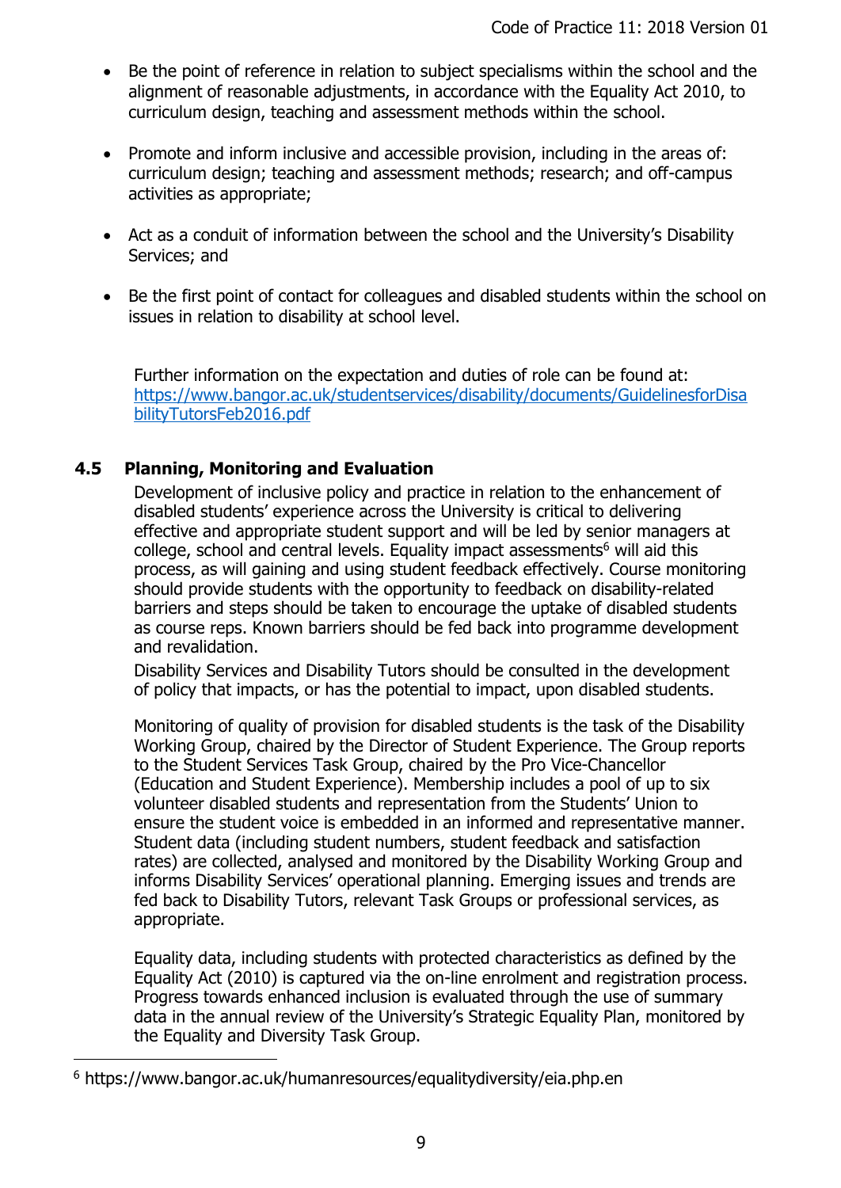- Be the point of reference in relation to subject specialisms within the school and the alignment of reasonable adjustments, in accordance with the Equality Act 2010, to curriculum design, teaching and assessment methods within the school.

- Promote and inform inclusive and accessible provision, including in the areas of: curriculum design; teaching and assessment methods; research; and off-campus activities as appropriate;

- Act as a conduit of information between the school and the University's Disability Services; and

- Be the first point of contact for colleagues and disabled students within the school on issues in relation to disability at school level.

Further information on the expectation and duties of role can be found at: https://www.bangor.ac.uk/studentservices/disability/documents/GuidelinesforDisabilityTutorsFeb2016.pdf

## 4.5 Planning, Monitoring and Evaluation

Development of inclusive policy and practice in relation to the enhancement of disabled students' experience across the University is critical to delivering effective and appropriate student support and will be led by senior managers at college, school and central levels. Equality impact assessments[6] will aid this process, as will gaining and using student feedback effectively. Course monitoring should provide students with the opportunity to feedback on disability-related barriers and steps should be taken to encourage the uptake of disabled students as course reps. Known barriers should be fed back into programme development and revalidation.

Disability Services and Disability Tutors should be consulted in the development of policy that impacts, or has the potential to impact, upon disabled students.

Monitoring of quality of provision for disabled students is the task of the Disability Working Group, chaired by the Director of Student Experience. The Group reports to the Student Services Task Group, chaired by the Pro Vice-Chancellor (Education and Student Experience). Membership includes a pool of up to six volunteer disabled students and representation from the Students' Union to ensure the student voice is embedded in an informed and representative manner. Student data (including student numbers, student feedback and satisfaction rates) are collected, analysed and monitored by the Disability Working Group and informs Disability Services' operational planning. Emerging issues and trends are fed back to Disability Tutors, relevant Task Groups or professional services, as appropriate.

Equality data, including students with protected characteristics as defined by the Equality Act (2010) is captured via the on-line enrolment and registration process. Progress towards enhanced inclusion is evaluated through the use of summary data in the annual review of the University's Strategic Equality Plan, monitored by the Equality and Diversity Task Group.

---

[6] https://www.bangor.ac.uk/humanresources/equalitydiversity/eia.php.en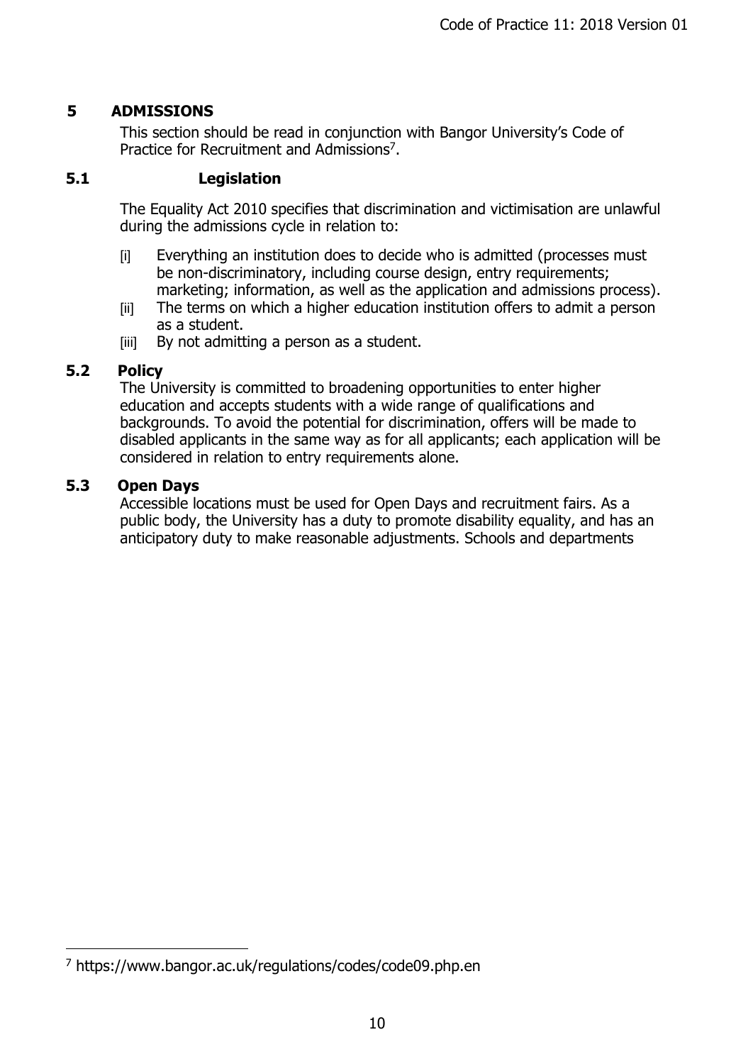## 5 ADMISSIONS

This section should be read in conjunction with Bangor University's Code of Practice for Recruitment and Admissions[7].

### 5.1 Legislation

The Equality Act 2010 specifies that discrimination and victimisation are unlawful during the admissions cycle in relation to:

- [i] Everything an institution does to decide who is admitted (processes must be non-discriminatory, including course design, entry requirements; marketing; information, as well as the application and admissions process).
- [ii] The terms on which a higher education institution offers to admit a person as a student.
- [iii] By not admitting a person as a student.

### 5.2 Policy

The University is committed to broadening opportunities to enter higher education and accepts students with a wide range of qualifications and backgrounds. To avoid the potential for discrimination, offers will be made to disabled applicants in the same way as for all applicants; each application will be considered in relation to entry requirements alone.

### 5.3 Open Days

Accessible locations must be used for Open Days and recruitment fairs. As a public body, the University has a duty to promote disability equality, and has an anticipatory duty to make reasonable adjustments. Schools and departments

---

[7] https://www.bangor.ac.uk/regulations/codes/code09.php.en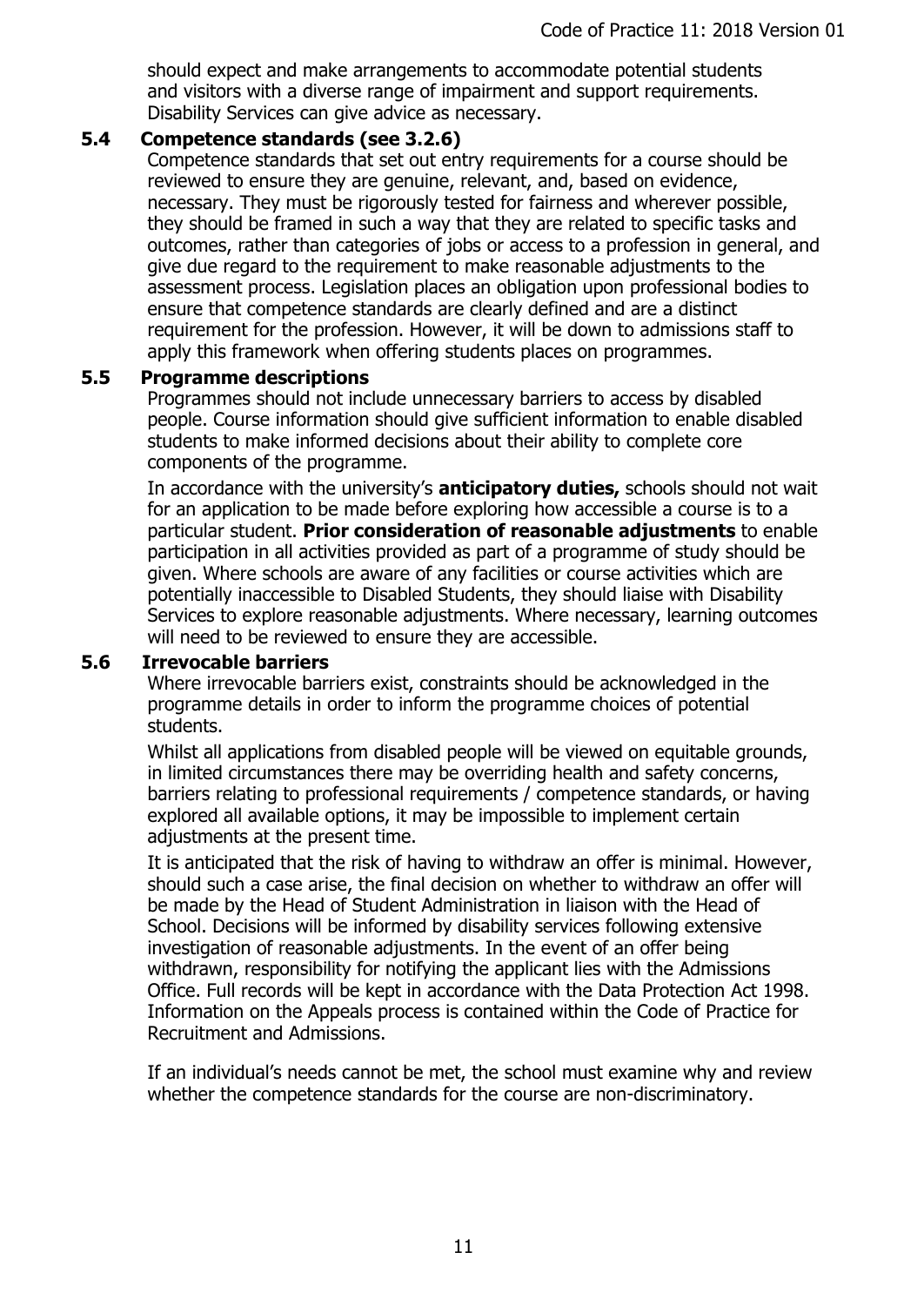should expect and make arrangements to accommodate potential students and visitors with a diverse range of impairment and support requirements. Disability Services can give advice as necessary.

### 5.4 Competence standards (see 3.2.6)

Competence standards that set out entry requirements for a course should be reviewed to ensure they are genuine, relevant, and, based on evidence, necessary. They must be rigorously tested for fairness and wherever possible, they should be framed in such a way that they are related to specific tasks and outcomes, rather than categories of jobs or access to a profession in general, and give due regard to the requirement to make reasonable adjustments to the assessment process. Legislation places an obligation upon professional bodies to ensure that competence standards are clearly defined and are a distinct requirement for the profession. However, it will be down to admissions staff to apply this framework when offering students places on programmes.

### 5.5 Programme descriptions

Programmes should not include unnecessary barriers to access by disabled people. Course information should give sufficient information to enable disabled students to make informed decisions about their ability to complete core components of the programme.

In accordance with the university's **anticipatory duties,** schools should not wait for an application to be made before exploring how accessible a course is to a particular student. **Prior consideration of reasonable adjustments** to enable participation in all activities provided as part of a programme of study should be given. Where schools are aware of any facilities or course activities which are potentially inaccessible to Disabled Students, they should liaise with Disability Services to explore reasonable adjustments. Where necessary, learning outcomes will need to be reviewed to ensure they are accessible.

### 5.6 Irrevocable barriers

Where irrevocable barriers exist, constraints should be acknowledged in the programme details in order to inform the programme choices of potential students.

Whilst all applications from disabled people will be viewed on equitable grounds, in limited circumstances there may be overriding health and safety concerns, barriers relating to professional requirements / competence standards, or having explored all available options, it may be impossible to implement certain adjustments at the present time.

It is anticipated that the risk of having to withdraw an offer is minimal. However, should such a case arise, the final decision on whether to withdraw an offer will be made by the Head of Student Administration in liaison with the Head of School. Decisions will be informed by disability services following extensive investigation of reasonable adjustments. In the event of an offer being withdrawn, responsibility for notifying the applicant lies with the Admissions Office. Full records will be kept in accordance with the Data Protection Act 1998. Information on the Appeals process is contained within the Code of Practice for Recruitment and Admissions.

If an individual's needs cannot be met, the school must examine why and review whether the competence standards for the course are non-discriminatory.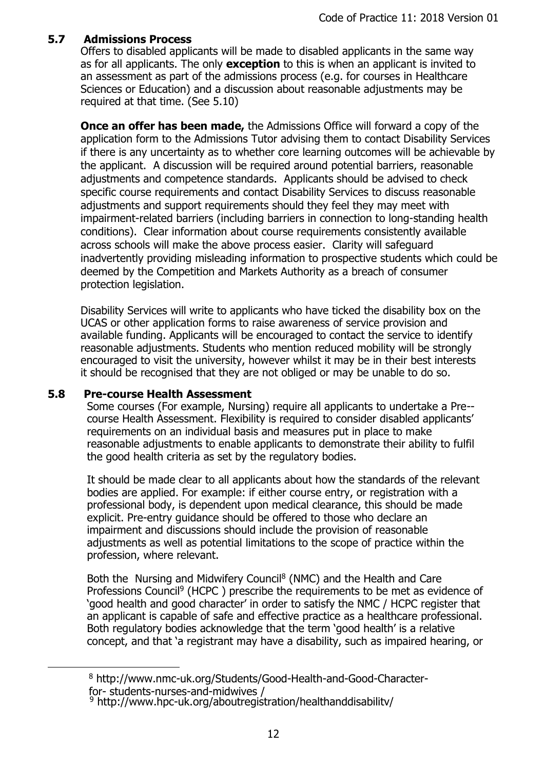## 5.7 Admissions Process

Offers to disabled applicants will be made to disabled applicants in the same way as for all applicants. The only **exception** to this is when an applicant is invited to an assessment as part of the admissions process (e.g. for courses in Healthcare Sciences or Education) and a discussion about reasonable adjustments may be required at that time. (See 5.10)

**Once an offer has been made,** the Admissions Office will forward a copy of the application form to the Admissions Tutor advising them to contact Disability Services if there is any uncertainty as to whether core learning outcomes will be achievable by the applicant. A discussion will be required around potential barriers, reasonable adjustments and competence standards. Applicants should be advised to check specific course requirements and contact Disability Services to discuss reasonable adjustments and support requirements should they feel they may meet with impairment-related barriers (including barriers in connection to long-standing health conditions). Clear information about course requirements consistently available across schools will make the above process easier. Clarity will safeguard inadvertently providing misleading information to prospective students which could be deemed by the Competition and Markets Authority as a breach of consumer protection legislation.

Disability Services will write to applicants who have ticked the disability box on the UCAS or other application forms to raise awareness of service provision and available funding. Applicants will be encouraged to contact the service to identify reasonable adjustments. Students who mention reduced mobility will be strongly encouraged to visit the university, however whilst it may be in their best interests it should be recognised that they are not obliged or may be unable to do so.

## 5.8 Pre-course Health Assessment

Some courses (For example, Nursing) require all applicants to undertake a Pre--course Health Assessment. Flexibility is required to consider disabled applicants' requirements on an individual basis and measures put in place to make reasonable adjustments to enable applicants to demonstrate their ability to fulfil the good health criteria as set by the regulatory bodies.

It should be made clear to all applicants about how the standards of the relevant bodies are applied. For example: if either course entry, or registration with a professional body, is dependent upon medical clearance, this should be made explicit. Pre-entry guidance should be offered to those who declare an impairment and discussions should include the provision of reasonable adjustments as well as potential limitations to the scope of practice within the profession, where relevant.

Both the Nursing and Midwifery Council[8] (NMC) and the Health and Care Professions Council[9] (HCPC ) prescribe the requirements to be met as evidence of 'good health and good character' in order to satisfy the NMC / HCPC register that an applicant is capable of safe and effective practice as a healthcare professional. Both regulatory bodies acknowledge that the term 'good health' is a relative concept, and that 'a registrant may have a disability, such as impaired hearing, or

[8] http://www.nmc-uk.org/Students/Good-Health-and-Good-Character-for- students-nurses-and-midwives /

[9] http://www.hpc-uk.org/aboutregistration/healthanddisabilitv/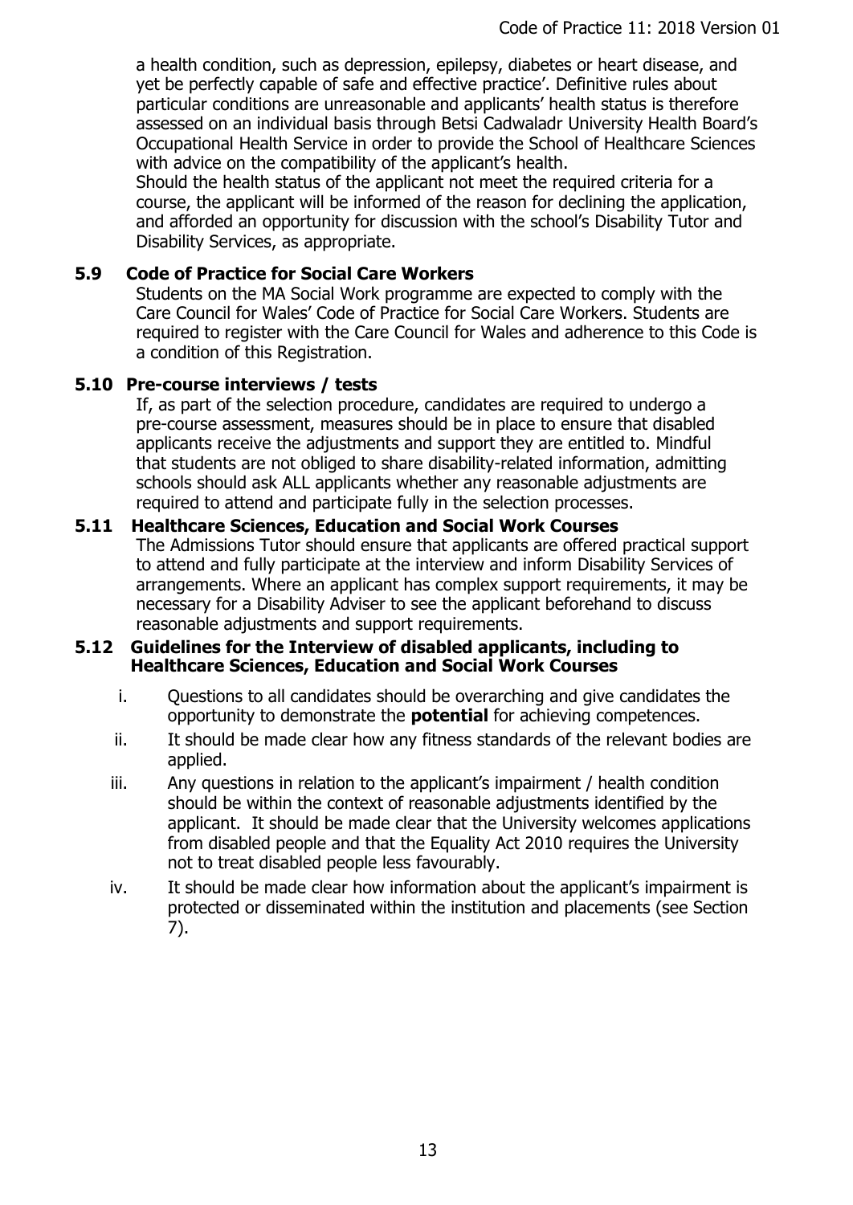a health condition, such as depression, epilepsy, diabetes or heart disease, and yet be perfectly capable of safe and effective practice'. Definitive rules about particular conditions are unreasonable and applicants' health status is therefore assessed on an individual basis through Betsi Cadwaladr University Health Board's Occupational Health Service in order to provide the School of Healthcare Sciences with advice on the compatibility of the applicant's health.
Should the health status of the applicant not meet the required criteria for a course, the applicant will be informed of the reason for declining the application, and afforded an opportunity for discussion with the school's Disability Tutor and Disability Services, as appropriate.

### 5.9 Code of Practice for Social Care Workers

Students on the MA Social Work programme are expected to comply with the Care Council for Wales' Code of Practice for Social Care Workers. Students are required to register with the Care Council for Wales and adherence to this Code is a condition of this Registration.

### 5.10 Pre-course interviews / tests

If, as part of the selection procedure, candidates are required to undergo a pre-course assessment, measures should be in place to ensure that disabled applicants receive the adjustments and support they are entitled to. Mindful that students are not obliged to share disability-related information, admitting schools should ask ALL applicants whether any reasonable adjustments are required to attend and participate fully in the selection processes.

### 5.11 Healthcare Sciences, Education and Social Work Courses

The Admissions Tutor should ensure that applicants are offered practical support to attend and fully participate at the interview and inform Disability Services of arrangements. Where an applicant has complex support requirements, it may be necessary for a Disability Adviser to see the applicant beforehand to discuss reasonable adjustments and support requirements.

### 5.12 Guidelines for the Interview of disabled applicants, including to Healthcare Sciences, Education and Social Work Courses

i. Questions to all candidates should be overarching and give candidates the opportunity to demonstrate the **potential** for achieving competences.

ii. It should be made clear how any fitness standards of the relevant bodies are applied.

iii. Any questions in relation to the applicant's impairment / health condition should be within the context of reasonable adjustments identified by the applicant. It should be made clear that the University welcomes applications from disabled people and that the Equality Act 2010 requires the University not to treat disabled people less favourably.

iv. It should be made clear how information about the applicant's impairment is protected or disseminated within the institution and placements (see Section 7).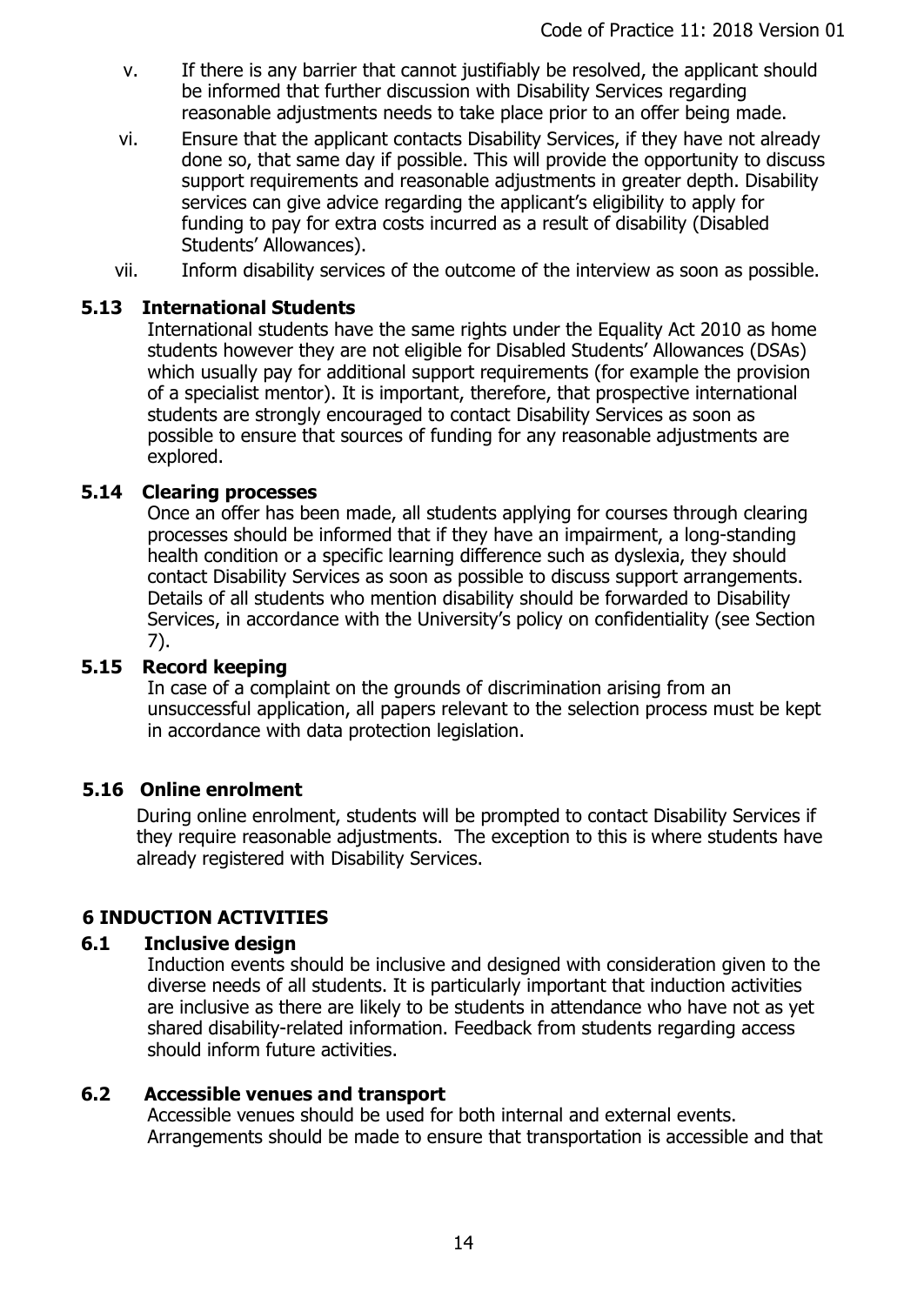v. If there is any barrier that cannot justifiably be resolved, the applicant should be informed that further discussion with Disability Services regarding reasonable adjustments needs to take place prior to an offer being made.

vi. Ensure that the applicant contacts Disability Services, if they have not already done so, that same day if possible. This will provide the opportunity to discuss support requirements and reasonable adjustments in greater depth. Disability services can give advice regarding the applicant's eligibility to apply for funding to pay for extra costs incurred as a result of disability (Disabled Students' Allowances).

vii. Inform disability services of the outcome of the interview as soon as possible.

### 5.13 International Students

International students have the same rights under the Equality Act 2010 as home students however they are not eligible for Disabled Students' Allowances (DSAs) which usually pay for additional support requirements (for example the provision of a specialist mentor). It is important, therefore, that prospective international students are strongly encouraged to contact Disability Services as soon as possible to ensure that sources of funding for any reasonable adjustments are explored.

### 5.14 Clearing processes

Once an offer has been made, all students applying for courses through clearing processes should be informed that if they have an impairment, a long-standing health condition or a specific learning difference such as dyslexia, they should contact Disability Services as soon as possible to discuss support arrangements. Details of all students who mention disability should be forwarded to Disability Services, in accordance with the University's policy on confidentiality (see Section 7).

### 5.15 Record keeping

In case of a complaint on the grounds of discrimination arising from an unsuccessful application, all papers relevant to the selection process must be kept in accordance with data protection legislation.

### 5.16 Online enrolment

During online enrolment, students will be prompted to contact Disability Services if they require reasonable adjustments. The exception to this is where students have already registered with Disability Services.

## 6 INDUCTION ACTIVITIES

### 6.1 Inclusive design

Induction events should be inclusive and designed with consideration given to the diverse needs of all students. It is particularly important that induction activities are inclusive as there are likely to be students in attendance who have not as yet shared disability-related information. Feedback from students regarding access should inform future activities.

### 6.2 Accessible venues and transport

Accessible venues should be used for both internal and external events. Arrangements should be made to ensure that transportation is accessible and that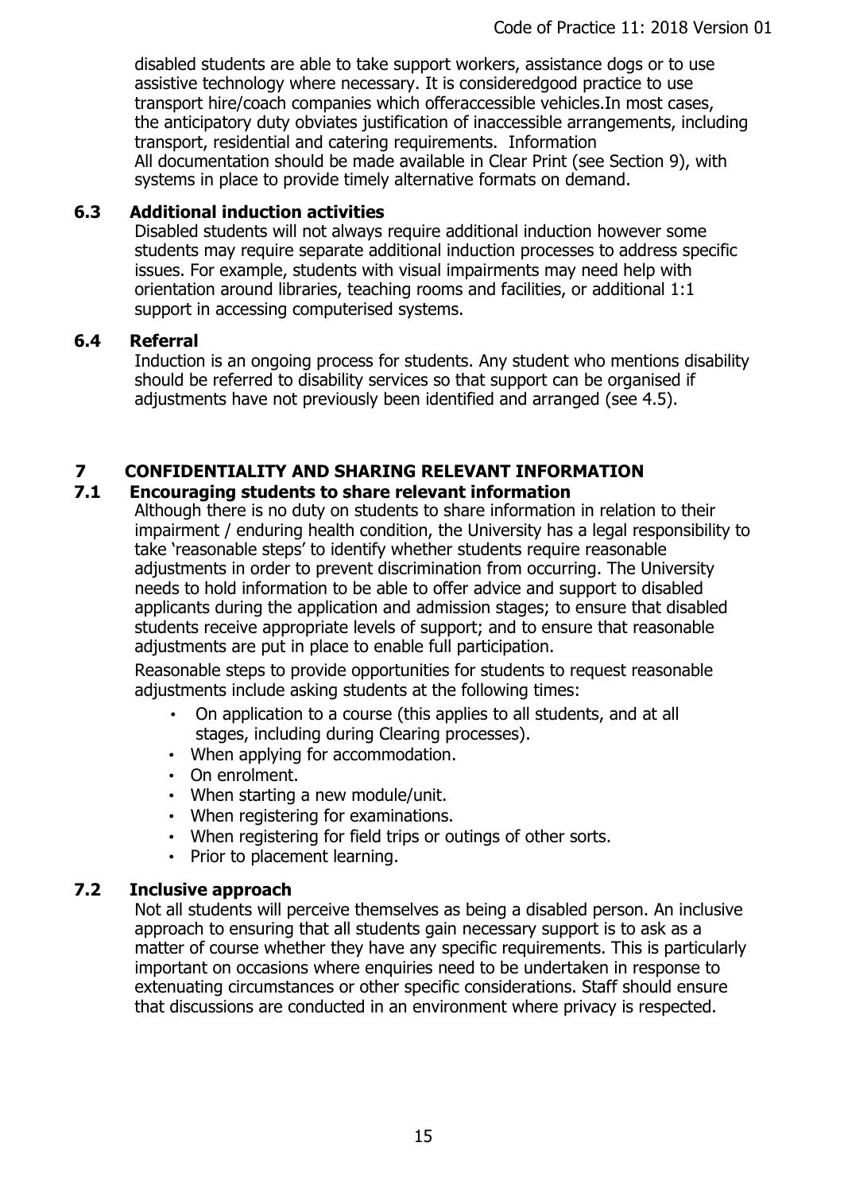disabled students are able to take support workers, assistance dogs or to use assistive technology where necessary. It is consideredgood practice to use transport hire/coach companies which offeraccessible vehicles.In most cases, the anticipatory duty obviates justification of inaccessible arrangements, including transport, residential and catering requirements. Information
All documentation should be made available in Clear Print (see Section 9), with systems in place to provide timely alternative formats on demand.

### 6.3 Additional induction activities

Disabled students will not always require additional induction however some students may require separate additional induction processes to address specific issues. For example, students with visual impairments may need help with orientation around libraries, teaching rooms and facilities, or additional 1:1 support in accessing computerised systems.

### 6.4 Referral

Induction is an ongoing process for students. Any student who mentions disability should be referred to disability services so that support can be organised if adjustments have not previously been identified and arranged (see 4.5).

## 7 CONFIDENTIALITY AND SHARING RELEVANT INFORMATION

### 7.1 Encouraging students to share relevant information

Although there is no duty on students to share information in relation to their impairment / enduring health condition, the University has a legal responsibility to take 'reasonable steps' to identify whether students require reasonable adjustments in order to prevent discrimination from occurring. The University needs to hold information to be able to offer advice and support to disabled applicants during the application and admission stages; to ensure that disabled students receive appropriate levels of support; and to ensure that reasonable adjustments are put in place to enable full participation.

Reasonable steps to provide opportunities for students to request reasonable adjustments include asking students at the following times:

- On application to a course (this applies to all students, and at all stages, including during Clearing processes).
- When applying for accommodation.
- On enrolment.
- When starting a new module/unit.
- When registering for examinations.
- When registering for field trips or outings of other sorts.
- Prior to placement learning.

### 7.2 Inclusive approach

Not all students will perceive themselves as being a disabled person. An inclusive approach to ensuring that all students gain necessary support is to ask as a matter of course whether they have any specific requirements. This is particularly important on occasions where enquiries need to be undertaken in response to extenuating circumstances or other specific considerations. Staff should ensure that discussions are conducted in an environment where privacy is respected.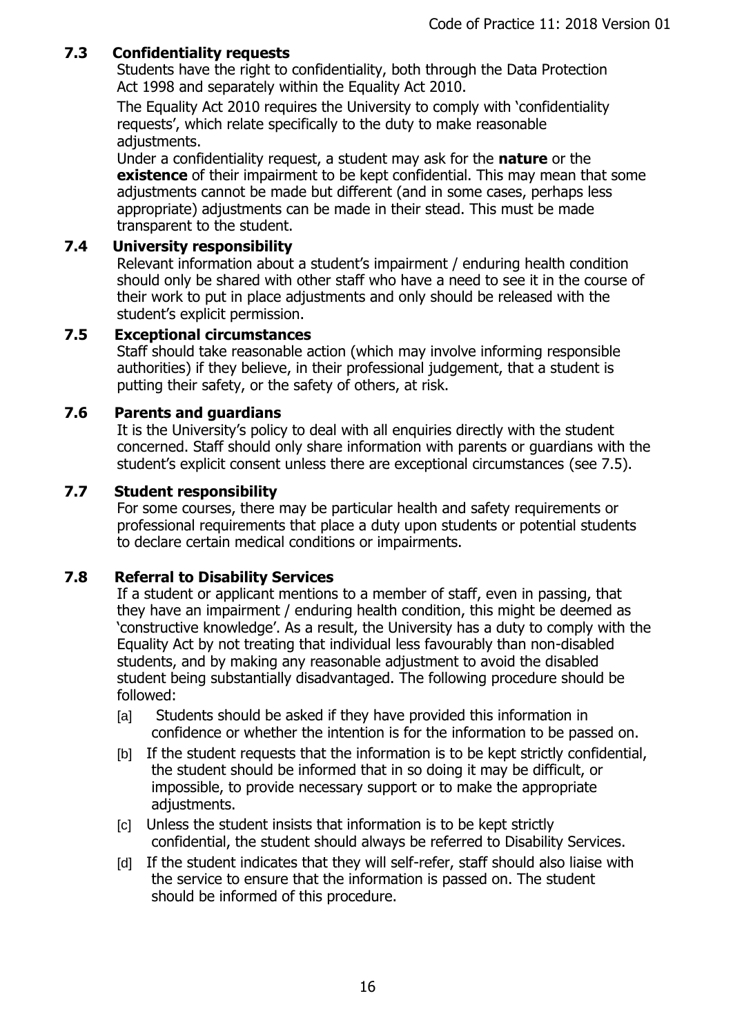## 7.3 Confidentiality requests

Students have the right to confidentiality, both through the Data Protection Act 1998 and separately within the Equality Act 2010.

The Equality Act 2010 requires the University to comply with 'confidentiality requests', which relate specifically to the duty to make reasonable adjustments.

Under a confidentiality request, a student may ask for the **nature** or the **existence** of their impairment to be kept confidential. This may mean that some adjustments cannot be made but different (and in some cases, perhaps less appropriate) adjustments can be made in their stead. This must be made transparent to the student.

## 7.4 University responsibility

Relevant information about a student's impairment / enduring health condition should only be shared with other staff who have a need to see it in the course of their work to put in place adjustments and only should be released with the student's explicit permission.

## 7.5 Exceptional circumstances

Staff should take reasonable action (which may involve informing responsible authorities) if they believe, in their professional judgement, that a student is putting their safety, or the safety of others, at risk.

## 7.6 Parents and guardians

It is the University's policy to deal with all enquiries directly with the student concerned. Staff should only share information with parents or guardians with the student's explicit consent unless there are exceptional circumstances (see 7.5).

## 7.7 Student responsibility

For some courses, there may be particular health and safety requirements or professional requirements that place a duty upon students or potential students to declare certain medical conditions or impairments.

## 7.8 Referral to Disability Services

If a student or applicant mentions to a member of staff, even in passing, that they have an impairment / enduring health condition, this might be deemed as 'constructive knowledge'. As a result, the University has a duty to comply with the Equality Act by not treating that individual less favourably than non-disabled students, and by making any reasonable adjustment to avoid the disabled student being substantially disadvantaged. The following procedure should be followed:

- [a] Students should be asked if they have provided this information in confidence or whether the intention is for the information to be passed on.
- [b] If the student requests that the information is to be kept strictly confidential, the student should be informed that in so doing it may be difficult, or impossible, to provide necessary support or to make the appropriate adjustments.
- [c] Unless the student insists that information is to be kept strictly confidential, the student should always be referred to Disability Services.
- [d] If the student indicates that they will self-refer, staff should also liaise with the service to ensure that the information is passed on. The student should be informed of this procedure.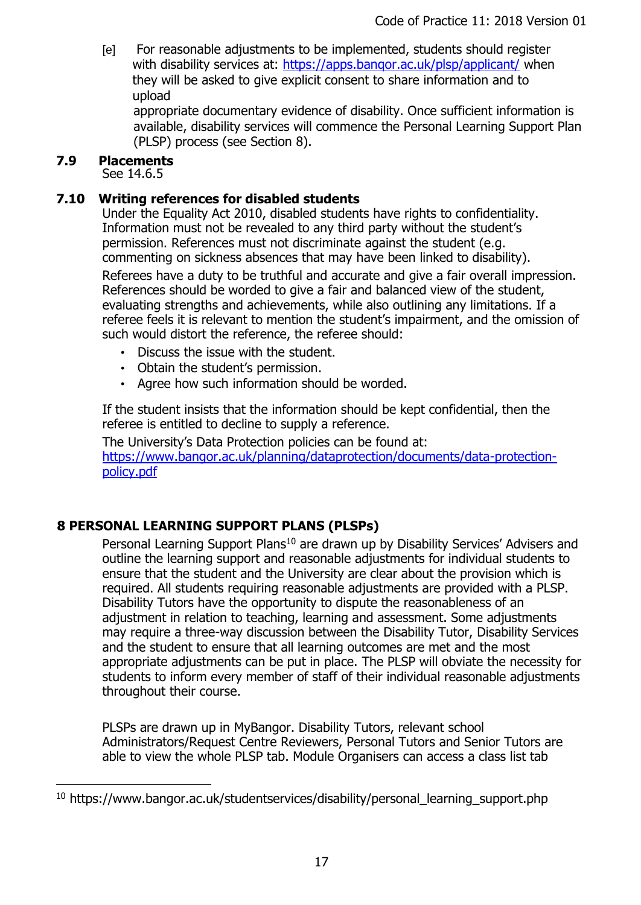[e] For reasonable adjustments to be implemented, students should register with disability services at: https://apps.bangor.ac.uk/plsp/applicant/ when they will be asked to give explicit consent to share information and to upload appropriate documentary evidence of disability. Once sufficient information is available, disability services will commence the Personal Learning Support Plan (PLSP) process (see Section 8).

### 7.9 Placements

See 14.6.5

### 7.10 Writing references for disabled students

Under the Equality Act 2010, disabled students have rights to confidentiality. Information must not be revealed to any third party without the student's permission. References must not discriminate against the student (e.g. commenting on sickness absences that may have been linked to disability).

Referees have a duty to be truthful and accurate and give a fair overall impression. References should be worded to give a fair and balanced view of the student, evaluating strengths and achievements, while also outlining any limitations. If a referee feels it is relevant to mention the student's impairment, and the omission of such would distort the reference, the referee should:

- Discuss the issue with the student.
- Obtain the student's permission.
- Agree how such information should be worded.

If the student insists that the information should be kept confidential, then the referee is entitled to decline to supply a reference.

The University's Data Protection policies can be found at: https://www.bangor.ac.uk/planning/dataprotection/documents/data-protection-policy.pdf

## 8 PERSONAL LEARNING SUPPORT PLANS (PLSPs)

Personal Learning Support Plans[10] are drawn up by Disability Services' Advisers and outline the learning support and reasonable adjustments for individual students to ensure that the student and the University are clear about the provision which is required. All students requiring reasonable adjustments are provided with a PLSP. Disability Tutors have the opportunity to dispute the reasonableness of an adjustment in relation to teaching, learning and assessment. Some adjustments may require a three-way discussion between the Disability Tutor, Disability Services and the student to ensure that all learning outcomes are met and the most appropriate adjustments can be put in place. The PLSP will obviate the necessity for students to inform every member of staff of their individual reasonable adjustments throughout their course.

PLSPs are drawn up in MyBangor. Disability Tutors, relevant school Administrators/Request Centre Reviewers, Personal Tutors and Senior Tutors are able to view the whole PLSP tab. Module Organisers can access a class list tab

[10] https://www.bangor.ac.uk/studentservices/disability/personal_learning_support.php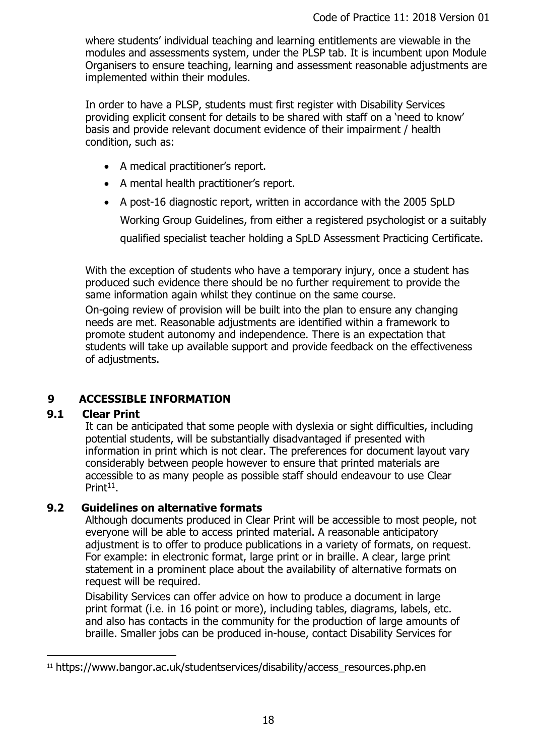where students' individual teaching and learning entitlements are viewable in the modules and assessments system, under the PLSP tab. It is incumbent upon Module Organisers to ensure teaching, learning and assessment reasonable adjustments are implemented within their modules.

In order to have a PLSP, students must first register with Disability Services providing explicit consent for details to be shared with staff on a 'need to know' basis and provide relevant document evidence of their impairment / health condition, such as:

- A medical practitioner's report.
- A mental health practitioner's report.
- A post-16 diagnostic report, written in accordance with the 2005 SpLD Working Group Guidelines, from either a registered psychologist or a suitably qualified specialist teacher holding a SpLD Assessment Practicing Certificate.

With the exception of students who have a temporary injury, once a student has produced such evidence there should be no further requirement to provide the same information again whilst they continue on the same course.

On-going review of provision will be built into the plan to ensure any changing needs are met. Reasonable adjustments are identified within a framework to promote student autonomy and independence. There is an expectation that students will take up available support and provide feedback on the effectiveness of adjustments.

## 9 ACCESSIBLE INFORMATION

### 9.1 Clear Print

It can be anticipated that some people with dyslexia or sight difficulties, including potential students, will be substantially disadvantaged if presented with information in print which is not clear. The preferences for document layout vary considerably between people however to ensure that printed materials are accessible to as many people as possible staff should endeavour to use Clear Print[11].

### 9.2 Guidelines on alternative formats

Although documents produced in Clear Print will be accessible to most people, not everyone will be able to access printed material. A reasonable anticipatory adjustment is to offer to produce publications in a variety of formats, on request. For example: in electronic format, large print or in braille. A clear, large print statement in a prominent place about the availability of alternative formats on request will be required.

Disability Services can offer advice on how to produce a document in large print format (i.e. in 16 point or more), including tables, diagrams, labels, etc. and also has contacts in the community for the production of large amounts of braille. Smaller jobs can be produced in-house, contact Disability Services for

[11] https://www.bangor.ac.uk/studentservices/disability/access_resources.php.en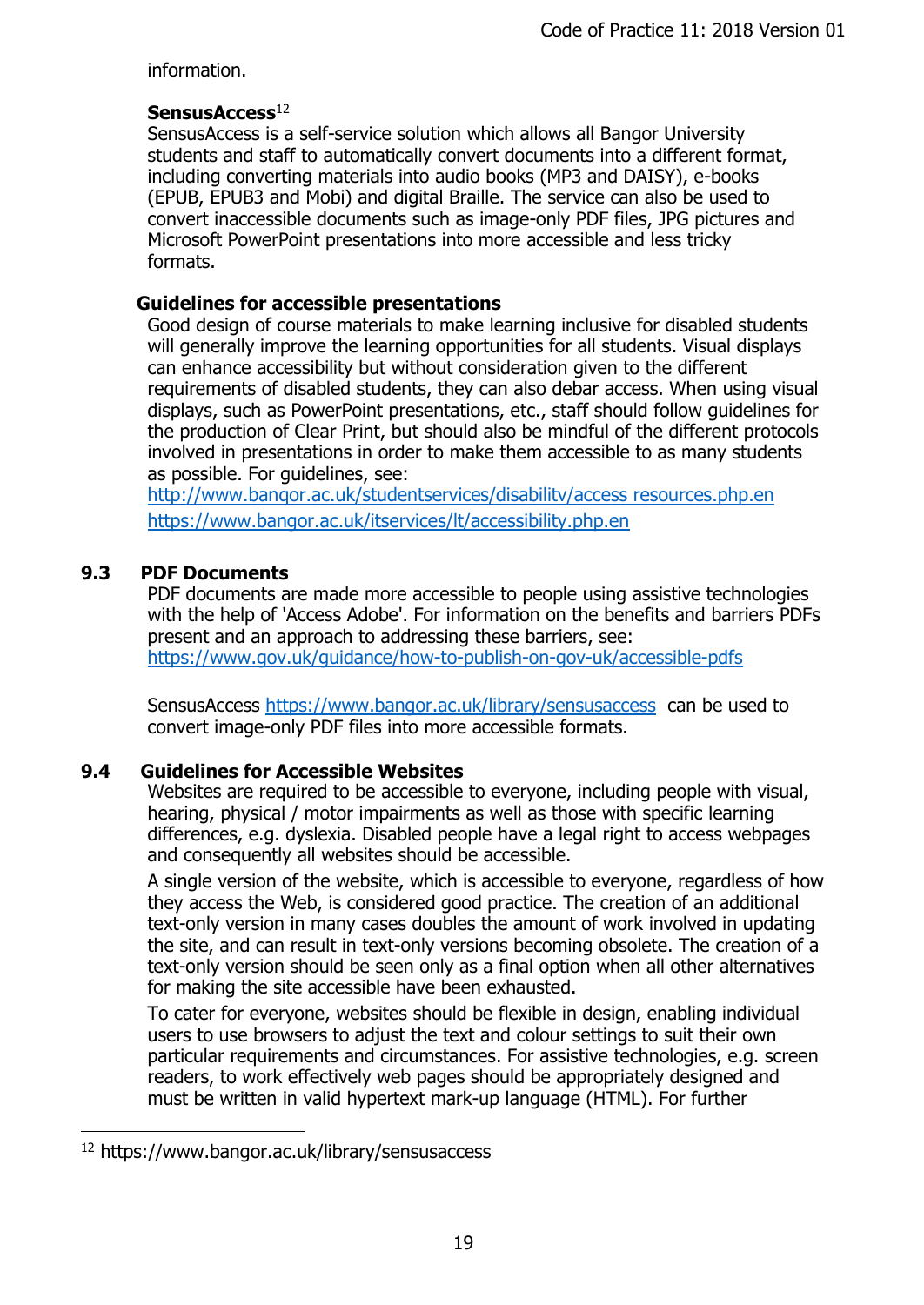information.

**SensusAccess**[12]

SensusAccess is a self-service solution which allows all Bangor University students and staff to automatically convert documents into a different format, including converting materials into audio books (MP3 and DAISY), e-books (EPUB, EPUB3 and Mobi) and digital Braille. The service can also be used to convert inaccessible documents such as image-only PDF files, JPG pictures and Microsoft PowerPoint presentations into more accessible and less tricky formats.

**Guidelines for accessible presentations**

Good design of course materials to make learning inclusive for disabled students will generally improve the learning opportunities for all students. Visual displays can enhance accessibility but without consideration given to the different requirements of disabled students, they can also debar access. When using visual displays, such as PowerPoint presentations, etc., staff should follow guidelines for the production of Clear Print, but should also be mindful of the different protocols involved in presentations in order to make them accessible to as many students as possible. For guidelines, see:
http://www.bangor.ac.uk/studentservices/disability/access resources.php.en
https://www.bangor.ac.uk/itservices/lt/accessibility.php.en

## 9.3 PDF Documents

PDF documents are made more accessible to people using assistive technologies with the help of 'Access Adobe'. For information on the benefits and barriers PDFs present and an approach to addressing these barriers, see:
https://www.gov.uk/guidance/how-to-publish-on-gov-uk/accessible-pdfs

SensusAccess https://www.bangor.ac.uk/library/sensusaccess can be used to convert image-only PDF files into more accessible formats.

## 9.4 Guidelines for Accessible Websites

Websites are required to be accessible to everyone, including people with visual, hearing, physical / motor impairments as well as those with specific learning differences, e.g. dyslexia. Disabled people have a legal right to access webpages and consequently all websites should be accessible.

A single version of the website, which is accessible to everyone, regardless of how they access the Web, is considered good practice. The creation of an additional text-only version in many cases doubles the amount of work involved in updating the site, and can result in text-only versions becoming obsolete. The creation of a text-only version should be seen only as a final option when all other alternatives for making the site accessible have been exhausted.

To cater for everyone, websites should be flexible in design, enabling individual users to use browsers to adjust the text and colour settings to suit their own particular requirements and circumstances. For assistive technologies, e.g. screen readers, to work effectively web pages should be appropriately designed and must be written in valid hypertext mark-up language (HTML). For further

[12] https://www.bangor.ac.uk/library/sensusaccess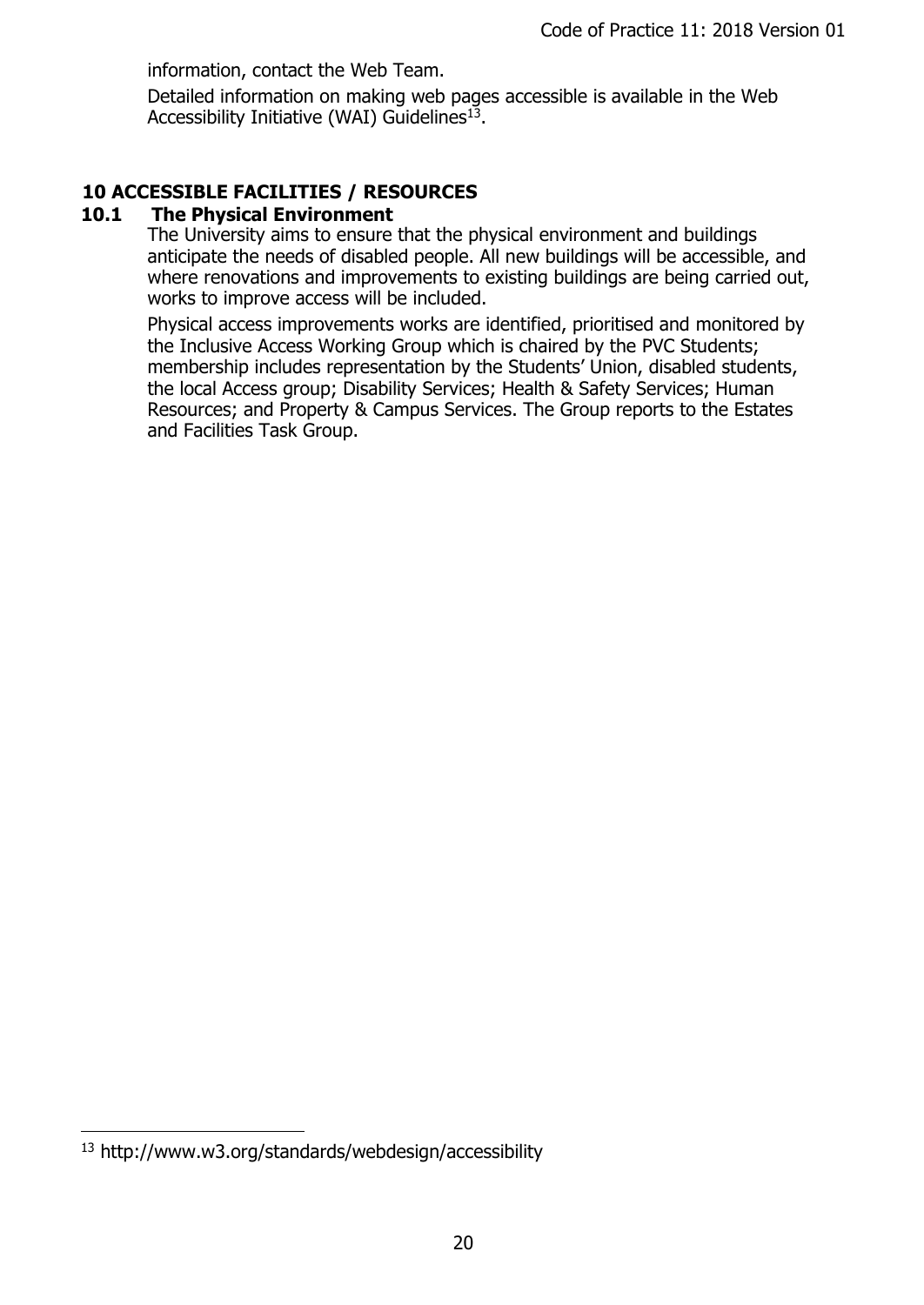information, contact the Web Team.

Detailed information on making web pages accessible is available in the Web Accessibility Initiative (WAI) Guidelines[13].

## 10 ACCESSIBLE FACILITIES / RESOURCES

### 10.1 The Physical Environment

The University aims to ensure that the physical environment and buildings anticipate the needs of disabled people. All new buildings will be accessible, and where renovations and improvements to existing buildings are being carried out, works to improve access will be included.

Physical access improvements works are identified, prioritised and monitored by the Inclusive Access Working Group which is chaired by the PVC Students; membership includes representation by the Students' Union, disabled students, the local Access group; Disability Services; Health & Safety Services; Human Resources; and Property & Campus Services. The Group reports to the Estates and Facilities Task Group.

[13] http://www.w3.org/standards/webdesign/accessibility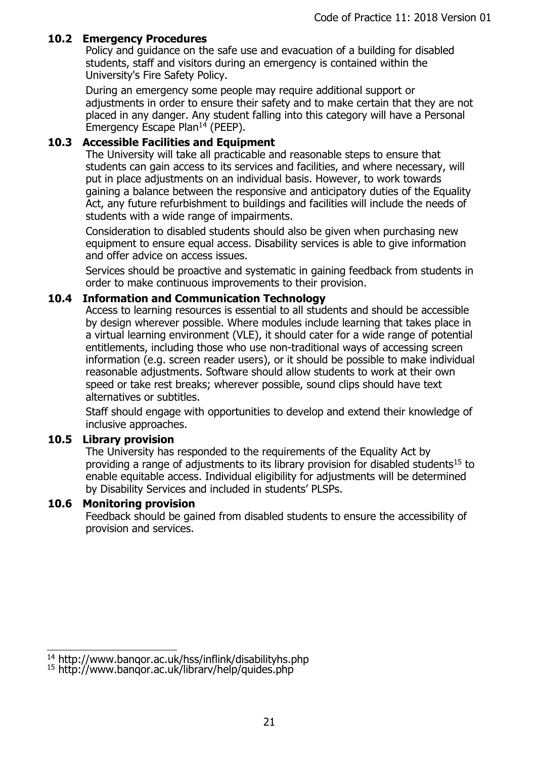### 10.2 Emergency Procedures

Policy and guidance on the safe use and evacuation of a building for disabled students, staff and visitors during an emergency is contained within the University's Fire Safety Policy.

During an emergency some people may require additional support or adjustments in order to ensure their safety and to make certain that they are not placed in any danger. Any student falling into this category will have a Personal Emergency Escape Plan[14] (PEEP).

### 10.3 Accessible Facilities and Equipment

The University will take all practicable and reasonable steps to ensure that students can gain access to its services and facilities, and where necessary, will put in place adjustments on an individual basis. However, to work towards gaining a balance between the responsive and anticipatory duties of the Equality Act, any future refurbishment to buildings and facilities will include the needs of students with a wide range of impairments.

Consideration to disabled students should also be given when purchasing new equipment to ensure equal access. Disability services is able to give information and offer advice on access issues.

Services should be proactive and systematic in gaining feedback from students in order to make continuous improvements to their provision.

### 10.4 Information and Communication Technology

Access to learning resources is essential to all students and should be accessible by design wherever possible. Where modules include learning that takes place in a virtual learning environment (VLE), it should cater for a wide range of potential entitlements, including those who use non-traditional ways of accessing screen information (e.g. screen reader users), or it should be possible to make individual reasonable adjustments. Software should allow students to work at their own speed or take rest breaks; wherever possible, sound clips should have text alternatives or subtitles.

Staff should engage with opportunities to develop and extend their knowledge of inclusive approaches.

### 10.5 Library provision

The University has responded to the requirements of the Equality Act by providing a range of adjustments to its library provision for disabled students[15] to enable equitable access. Individual eligibility for adjustments will be determined by Disability Services and included in students' PLSPs.

### 10.6 Monitoring provision

Feedback should be gained from disabled students to ensure the accessibility of provision and services.

---

[14] http://www.bangor.ac.uk/hss/inflink/disabilityhs.php

[15] http://www.bangor.ac.uk/library/help/guides.php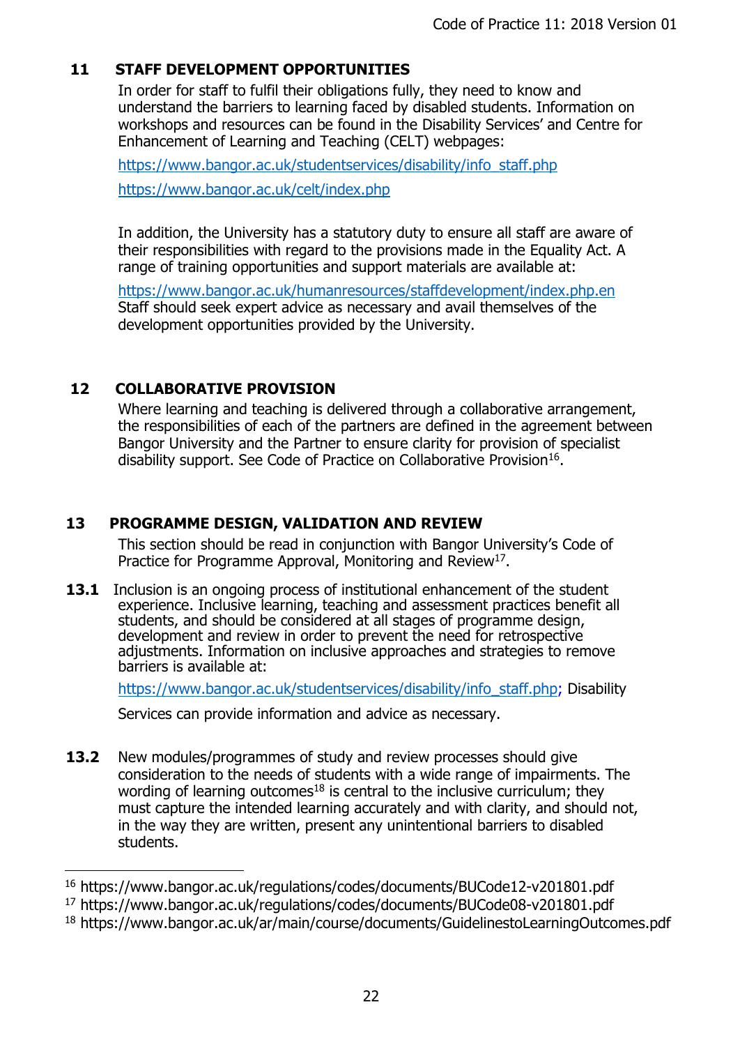## 11 STAFF DEVELOPMENT OPPORTUNITIES

In order for staff to fulfil their obligations fully, they need to know and understand the barriers to learning faced by disabled students. Information on workshops and resources can be found in the Disability Services' and Centre for Enhancement of Learning and Teaching (CELT) webpages:

https://www.bangor.ac.uk/studentservices/disability/info_staff.php

https://www.bangor.ac.uk/celt/index.php

In addition, the University has a statutory duty to ensure all staff are aware of their responsibilities with regard to the provisions made in the Equality Act. A range of training opportunities and support materials are available at:

https://www.bangor.ac.uk/humanresources/staffdevelopment/index.php.en
Staff should seek expert advice as necessary and avail themselves of the development opportunities provided by the University.

## 12 COLLABORATIVE PROVISION

Where learning and teaching is delivered through a collaborative arrangement, the responsibilities of each of the partners are defined in the agreement between Bangor University and the Partner to ensure clarity for provision of specialist disability support. See Code of Practice on Collaborative Provision[16].

## 13 PROGRAMME DESIGN, VALIDATION AND REVIEW

This section should be read in conjunction with Bangor University's Code of Practice for Programme Approval, Monitoring and Review[17].

**13.1** Inclusion is an ongoing process of institutional enhancement of the student experience. Inclusive learning, teaching and assessment practices benefit all students, and should be considered at all stages of programme design, development and review in order to prevent the need for retrospective adjustments. Information on inclusive approaches and strategies to remove barriers is available at:

https://www.bangor.ac.uk/studentservices/disability/info_staff.php; Disability Services can provide information and advice as necessary.

**13.2** New modules/programmes of study and review processes should give consideration to the needs of students with a wide range of impairments. The wording of learning outcomes[18] is central to the inclusive curriculum; they must capture the intended learning accurately and with clarity, and should not, in the way they are written, present any unintentional barriers to disabled students.

---

[16] https://www.bangor.ac.uk/regulations/codes/documents/BUCode12-v201801.pdf

[17] https://www.bangor.ac.uk/regulations/codes/documents/BUCode08-v201801.pdf

[18] https://www.bangor.ac.uk/ar/main/course/documents/GuidelinestoLearningOutcomes.pdf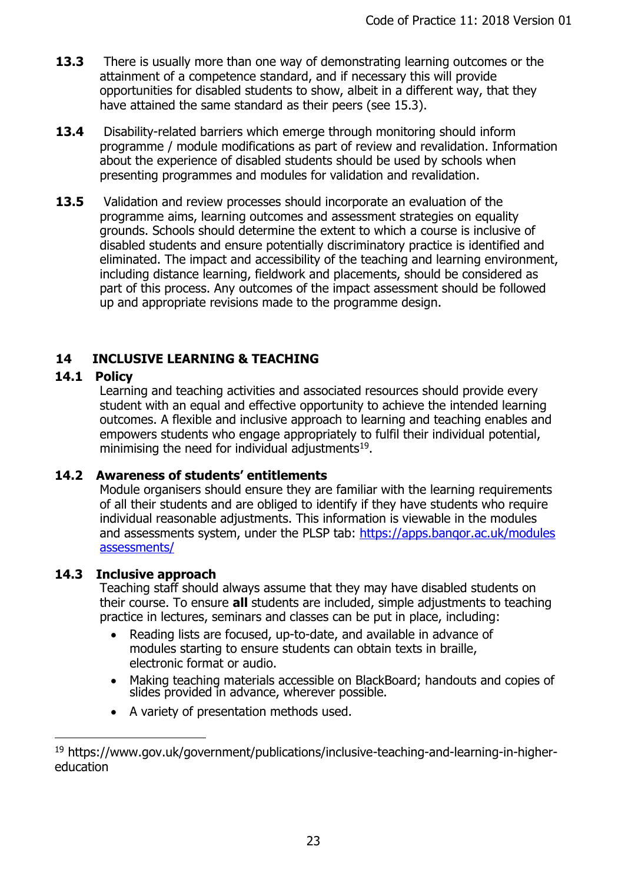**13.3** There is usually more than one way of demonstrating learning outcomes or the attainment of a competence standard, and if necessary this will provide opportunities for disabled students to show, albeit in a different way, that they have attained the same standard as their peers (see 15.3).

**13.4** Disability-related barriers which emerge through monitoring should inform programme / module modifications as part of review and revalidation. Information about the experience of disabled students should be used by schools when presenting programmes and modules for validation and revalidation.

**13.5** Validation and review processes should incorporate an evaluation of the programme aims, learning outcomes and assessment strategies on equality grounds. Schools should determine the extent to which a course is inclusive of disabled students and ensure potentially discriminatory practice is identified and eliminated. The impact and accessibility of the teaching and learning environment, including distance learning, fieldwork and placements, should be considered as part of this process. Any outcomes of the impact assessment should be followed up and appropriate revisions made to the programme design.

## 14 INCLUSIVE LEARNING & TEACHING

### 14.1 Policy

Learning and teaching activities and associated resources should provide every student with an equal and effective opportunity to achieve the intended learning outcomes. A flexible and inclusive approach to learning and teaching enables and empowers students who engage appropriately to fulfil their individual potential, minimising the need for individual adjustments[19].

### 14.2 Awareness of students' entitlements

Module organisers should ensure they are familiar with the learning requirements of all their students and are obliged to identify if they have students who require individual reasonable adjustments. This information is viewable in the modules and assessments system, under the PLSP tab: [https://apps.bangor.ac.uk/modules assessments/](https://apps.bangor.ac.uk/modulesassessments/)

### 14.3 Inclusive approach

Teaching staff should always assume that they may have disabled students on their course. To ensure **all** students are included, simple adjustments to teaching practice in lectures, seminars and classes can be put in place, including:

- Reading lists are focused, up-to-date, and available in advance of modules starting to ensure students can obtain texts in braille, electronic format or audio.
- Making teaching materials accessible on BlackBoard; handouts and copies of slides provided in advance, wherever possible.
- A variety of presentation methods used.

---

[19] https://www.gov.uk/government/publications/inclusive-teaching-and-learning-in-higher-education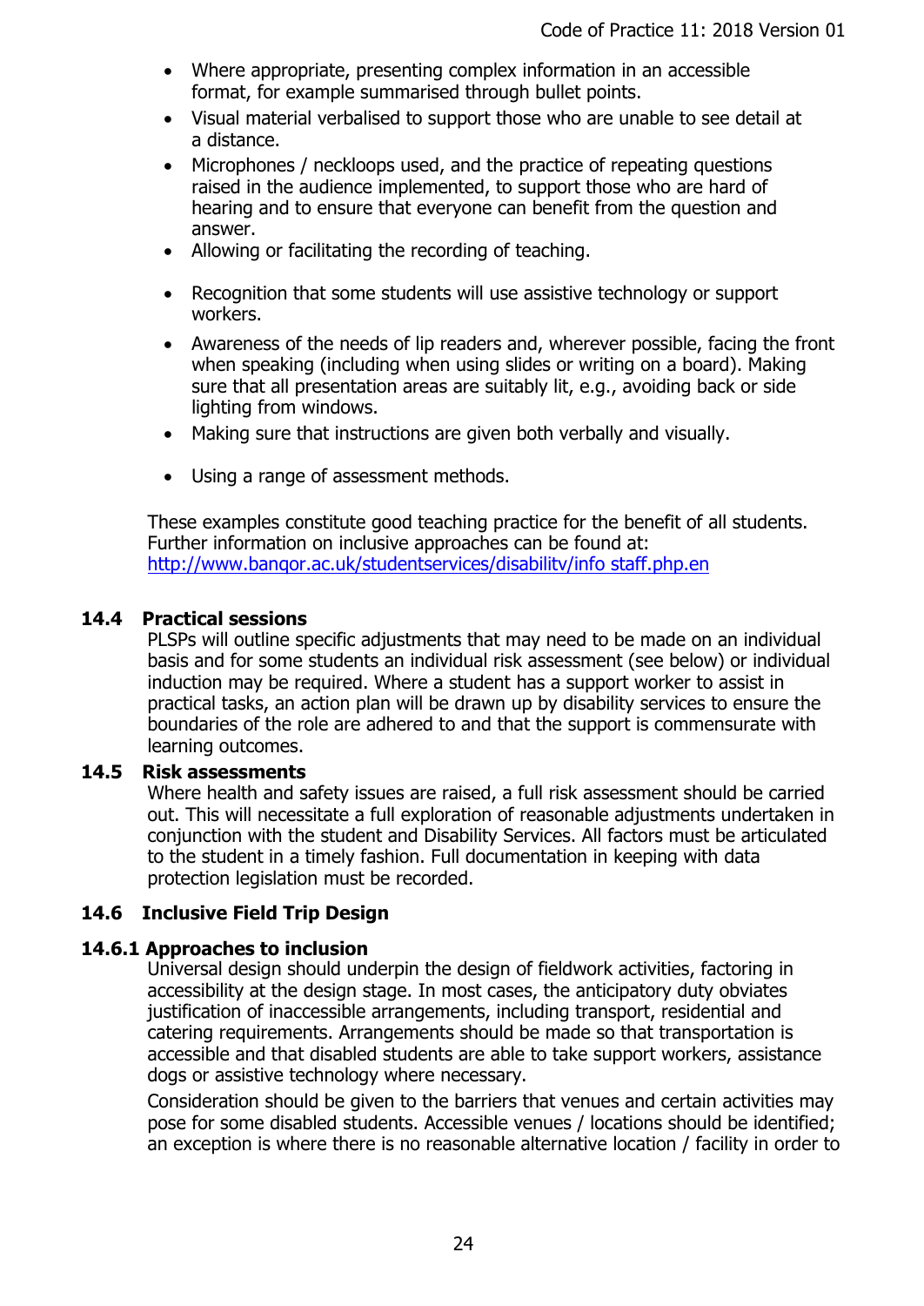- Where appropriate, presenting complex information in an accessible format, for example summarised through bullet points.
- Visual material verbalised to support those who are unable to see detail at a distance.
- Microphones / neckloops used, and the practice of repeating questions raised in the audience implemented, to support those who are hard of hearing and to ensure that everyone can benefit from the question and answer.
- Allowing or facilitating the recording of teaching.
- Recognition that some students will use assistive technology or support workers.
- Awareness of the needs of lip readers and, wherever possible, facing the front when speaking (including when using slides or writing on a board). Making sure that all presentation areas are suitably lit, e.g., avoiding back or side lighting from windows.
- Making sure that instructions are given both verbally and visually.
- Using a range of assessment methods.

These examples constitute good teaching practice for the benefit of all students. Further information on inclusive approaches can be found at: http://www.bangor.ac.uk/studentservices/disability/info staff.php.en

### 14.4 Practical sessions

PLSPs will outline specific adjustments that may need to be made on an individual basis and for some students an individual risk assessment (see below) or individual induction may be required. Where a student has a support worker to assist in practical tasks, an action plan will be drawn up by disability services to ensure the boundaries of the role are adhered to and that the support is commensurate with learning outcomes.

### 14.5 Risk assessments

Where health and safety issues are raised, a full risk assessment should be carried out. This will necessitate a full exploration of reasonable adjustments undertaken in conjunction with the student and Disability Services. All factors must be articulated to the student in a timely fashion. Full documentation in keeping with data protection legislation must be recorded.

### 14.6 Inclusive Field Trip Design

#### 14.6.1 Approaches to inclusion

Universal design should underpin the design of fieldwork activities, factoring in accessibility at the design stage. In most cases, the anticipatory duty obviates justification of inaccessible arrangements, including transport, residential and catering requirements. Arrangements should be made so that transportation is accessible and that disabled students are able to take support workers, assistance dogs or assistive technology where necessary.

Consideration should be given to the barriers that venues and certain activities may pose for some disabled students. Accessible venues / locations should be identified; an exception is where there is no reasonable alternative location / facility in order to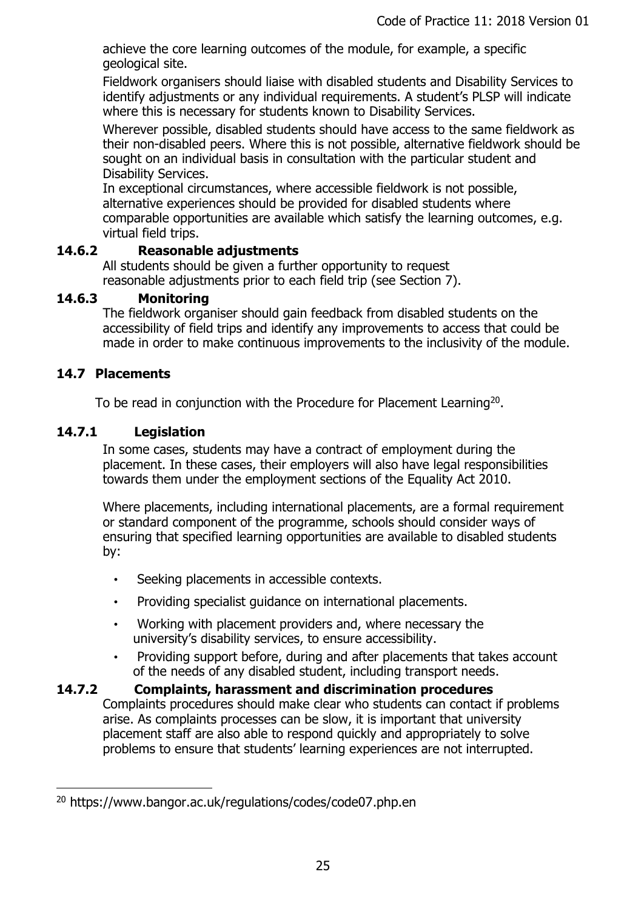achieve the core learning outcomes of the module, for example, a specific geological site.

Fieldwork organisers should liaise with disabled students and Disability Services to identify adjustments or any individual requirements. A student's PLSP will indicate where this is necessary for students known to Disability Services.

Wherever possible, disabled students should have access to the same fieldwork as their non-disabled peers. Where this is not possible, alternative fieldwork should be sought on an individual basis in consultation with the particular student and Disability Services.

In exceptional circumstances, where accessible fieldwork is not possible, alternative experiences should be provided for disabled students where comparable opportunities are available which satisfy the learning outcomes, e.g. virtual field trips.

#### 14.6.2 Reasonable adjustments

All students should be given a further opportunity to request reasonable adjustments prior to each field trip (see Section 7).

#### 14.6.3 Monitoring

The fieldwork organiser should gain feedback from disabled students on the accessibility of field trips and identify any improvements to access that could be made in order to make continuous improvements to the inclusivity of the module.

### 14.7 Placements

To be read in conjunction with the Procedure for Placement Learning[20].

#### 14.7.1 Legislation

In some cases, students may have a contract of employment during the placement. In these cases, their employers will also have legal responsibilities towards them under the employment sections of the Equality Act 2010.

Where placements, including international placements, are a formal requirement or standard component of the programme, schools should consider ways of ensuring that specified learning opportunities are available to disabled students by:

- Seeking placements in accessible contexts.
- Providing specialist guidance on international placements.
- Working with placement providers and, where necessary the university's disability services, to ensure accessibility.
- Providing support before, during and after placements that takes account of the needs of any disabled student, including transport needs.

#### 14.7.2 Complaints, harassment and discrimination procedures

Complaints procedures should make clear who students can contact if problems arise. As complaints processes can be slow, it is important that university placement staff are also able to respond quickly and appropriately to solve problems to ensure that students' learning experiences are not interrupted.

[20] https://www.bangor.ac.uk/regulations/codes/code07.php.en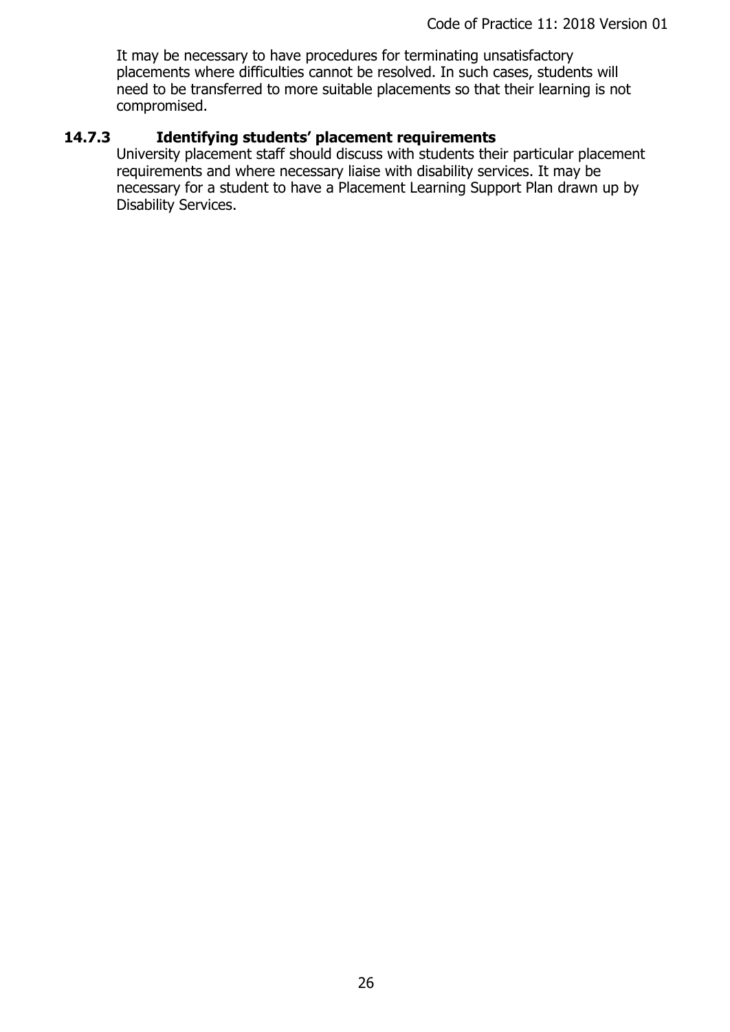It may be necessary to have procedures for terminating unsatisfactory placements where difficulties cannot be resolved. In such cases, students will need to be transferred to more suitable placements so that their learning is not compromised.

### 14.7.3 Identifying students' placement requirements

University placement staff should discuss with students their particular placement requirements and where necessary liaise with disability services. It may be necessary for a student to have a Placement Learning Support Plan drawn up by Disability Services.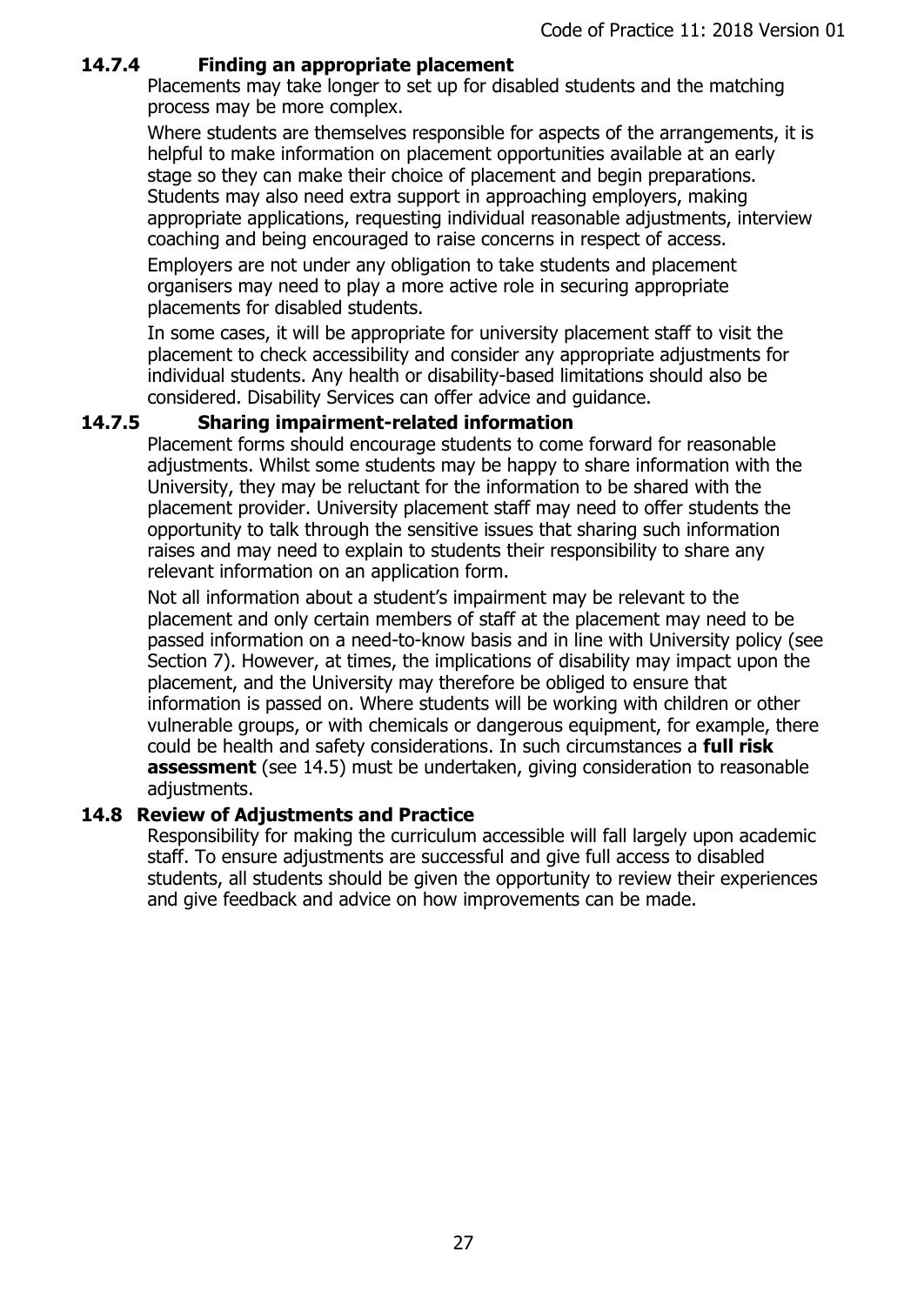#### 14.7.4 Finding an appropriate placement

Placements may take longer to set up for disabled students and the matching process may be more complex.

Where students are themselves responsible for aspects of the arrangements, it is helpful to make information on placement opportunities available at an early stage so they can make their choice of placement and begin preparations. Students may also need extra support in approaching employers, making appropriate applications, requesting individual reasonable adjustments, interview coaching and being encouraged to raise concerns in respect of access.

Employers are not under any obligation to take students and placement organisers may need to play a more active role in securing appropriate placements for disabled students.

In some cases, it will be appropriate for university placement staff to visit the placement to check accessibility and consider any appropriate adjustments for individual students. Any health or disability-based limitations should also be considered. Disability Services can offer advice and guidance.

#### 14.7.5 Sharing impairment-related information

Placement forms should encourage students to come forward for reasonable adjustments. Whilst some students may be happy to share information with the University, they may be reluctant for the information to be shared with the placement provider. University placement staff may need to offer students the opportunity to talk through the sensitive issues that sharing such information raises and may need to explain to students their responsibility to share any relevant information on an application form.

Not all information about a student's impairment may be relevant to the placement and only certain members of staff at the placement may need to be passed information on a need-to-know basis and in line with University policy (see Section 7). However, at times, the implications of disability may impact upon the placement, and the University may therefore be obliged to ensure that information is passed on. Where students will be working with children or other vulnerable groups, or with chemicals or dangerous equipment, for example, there could be health and safety considerations. In such circumstances a **full risk assessment** (see 14.5) must be undertaken, giving consideration to reasonable adjustments.

### 14.8 Review of Adjustments and Practice

Responsibility for making the curriculum accessible will fall largely upon academic staff. To ensure adjustments are successful and give full access to disabled students, all students should be given the opportunity to review their experiences and give feedback and advice on how improvements can be made.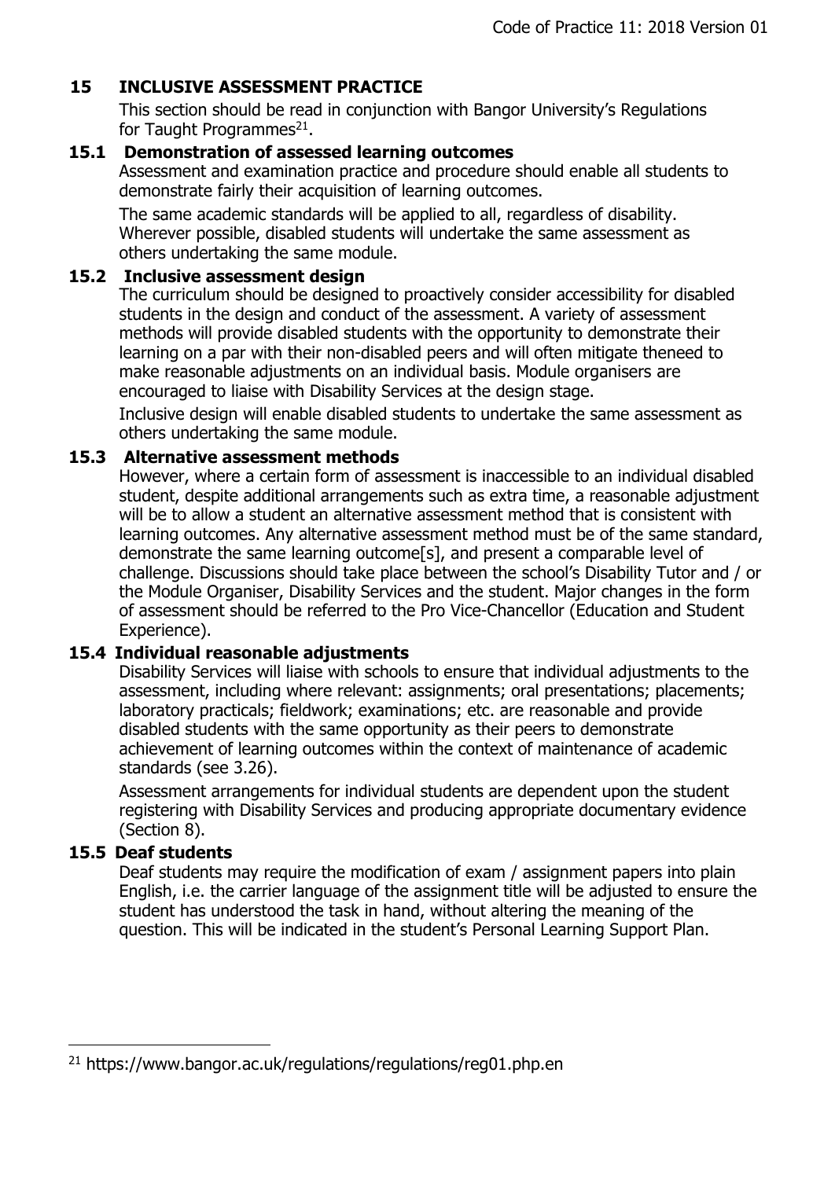## 15 INCLUSIVE ASSESSMENT PRACTICE

This section should be read in conjunction with Bangor University's Regulations for Taught Programmes[21].

### 15.1 Demonstration of assessed learning outcomes

Assessment and examination practice and procedure should enable all students to demonstrate fairly their acquisition of learning outcomes.

The same academic standards will be applied to all, regardless of disability. Wherever possible, disabled students will undertake the same assessment as others undertaking the same module.

### 15.2 Inclusive assessment design

The curriculum should be designed to proactively consider accessibility for disabled students in the design and conduct of the assessment. A variety of assessment methods will provide disabled students with the opportunity to demonstrate their learning on a par with their non-disabled peers and will often mitigate theneed to make reasonable adjustments on an individual basis. Module organisers are encouraged to liaise with Disability Services at the design stage.

Inclusive design will enable disabled students to undertake the same assessment as others undertaking the same module.

### 15.3 Alternative assessment methods

However, where a certain form of assessment is inaccessible to an individual disabled student, despite additional arrangements such as extra time, a reasonable adjustment will be to allow a student an alternative assessment method that is consistent with learning outcomes. Any alternative assessment method must be of the same standard, demonstrate the same learning outcome[s], and present a comparable level of challenge. Discussions should take place between the school's Disability Tutor and / or the Module Organiser, Disability Services and the student. Major changes in the form of assessment should be referred to the Pro Vice-Chancellor (Education and Student Experience).

### 15.4 Individual reasonable adjustments

Disability Services will liaise with schools to ensure that individual adjustments to the assessment, including where relevant: assignments; oral presentations; placements; laboratory practicals; fieldwork; examinations; etc. are reasonable and provide disabled students with the same opportunity as their peers to demonstrate achievement of learning outcomes within the context of maintenance of academic standards (see 3.26).

Assessment arrangements for individual students are dependent upon the student registering with Disability Services and producing appropriate documentary evidence (Section 8).

### 15.5 Deaf students

Deaf students may require the modification of exam / assignment papers into plain English, i.e. the carrier language of the assignment title will be adjusted to ensure the student has understood the task in hand, without altering the meaning of the question. This will be indicated in the student's Personal Learning Support Plan.

---

[21] https://www.bangor.ac.uk/regulations/regulations/reg01.php.en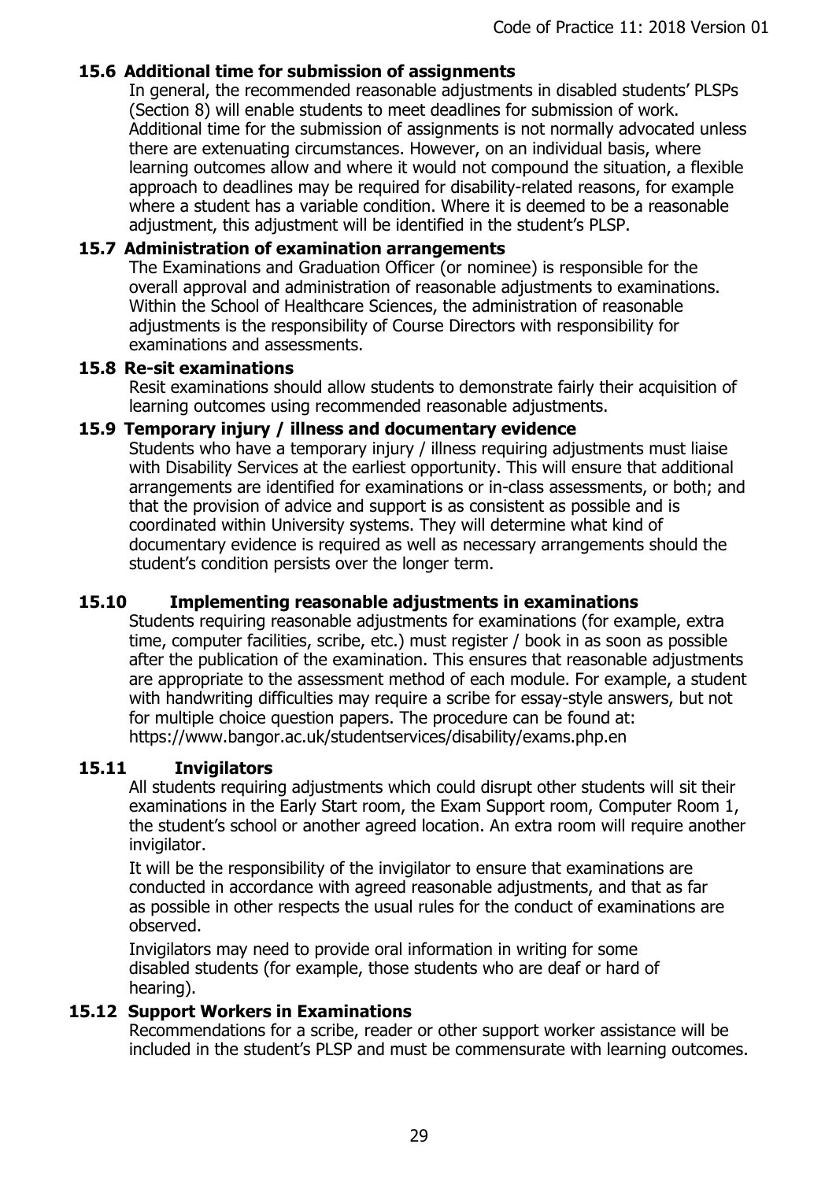### 15.6 Additional time for submission of assignments

In general, the recommended reasonable adjustments in disabled students' PLSPs (Section 8) will enable students to meet deadlines for submission of work. Additional time for the submission of assignments is not normally advocated unless there are extenuating circumstances. However, on an individual basis, where learning outcomes allow and where it would not compound the situation, a flexible approach to deadlines may be required for disability-related reasons, for example where a student has a variable condition. Where it is deemed to be a reasonable adjustment, this adjustment will be identified in the student's PLSP.

### 15.7 Administration of examination arrangements

The Examinations and Graduation Officer (or nominee) is responsible for the overall approval and administration of reasonable adjustments to examinations. Within the School of Healthcare Sciences, the administration of reasonable adjustments is the responsibility of Course Directors with responsibility for examinations and assessments.

### 15.8 Re-sit examinations

Resit examinations should allow students to demonstrate fairly their acquisition of learning outcomes using recommended reasonable adjustments.

### 15.9 Temporary injury / illness and documentary evidence

Students who have a temporary injury / illness requiring adjustments must liaise with Disability Services at the earliest opportunity. This will ensure that additional arrangements are identified for examinations or in-class assessments, or both; and that the provision of advice and support is as consistent as possible and is coordinated within University systems. They will determine what kind of documentary evidence is required as well as necessary arrangements should the student's condition persists over the longer term.

### 15.10 Implementing reasonable adjustments in examinations

Students requiring reasonable adjustments for examinations (for example, extra time, computer facilities, scribe, etc.) must register / book in as soon as possible after the publication of the examination. This ensures that reasonable adjustments are appropriate to the assessment method of each module. For example, a student with handwriting difficulties may require a scribe for essay-style answers, but not for multiple choice question papers. The procedure can be found at: https://www.bangor.ac.uk/studentservices/disability/exams.php.en

### 15.11 Invigilators

All students requiring adjustments which could disrupt other students will sit their examinations in the Early Start room, the Exam Support room, Computer Room 1, the student's school or another agreed location. An extra room will require another invigilator.

It will be the responsibility of the invigilator to ensure that examinations are conducted in accordance with agreed reasonable adjustments, and that as far as possible in other respects the usual rules for the conduct of examinations are observed.

Invigilators may need to provide oral information in writing for some disabled students (for example, those students who are deaf or hard of hearing).

### 15.12 Support Workers in Examinations

Recommendations for a scribe, reader or other support worker assistance will be included in the student's PLSP and must be commensurate with learning outcomes.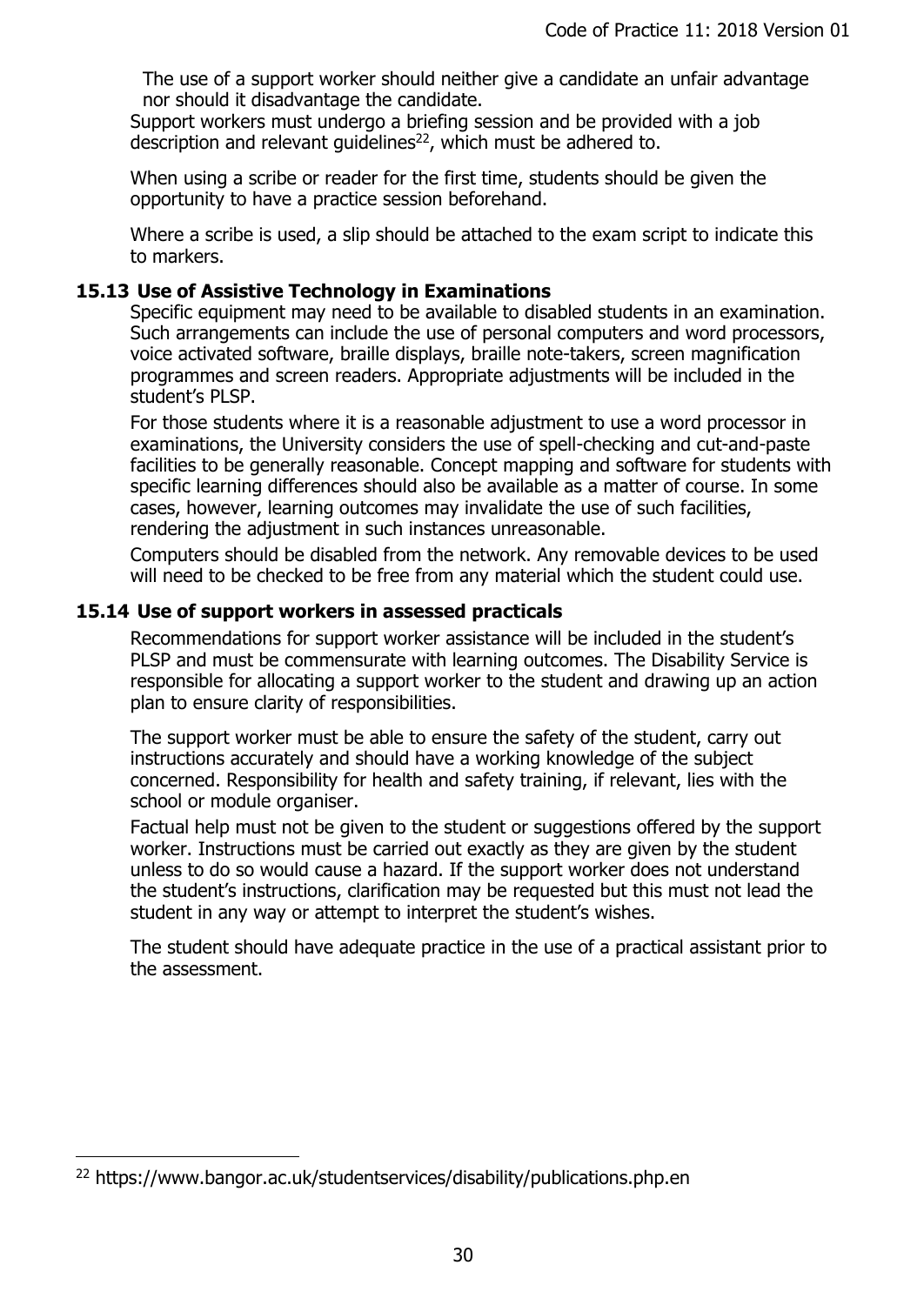The use of a support worker should neither give a candidate an unfair advantage nor should it disadvantage the candidate.

Support workers must undergo a briefing session and be provided with a job description and relevant guidelines[22], which must be adhered to.

When using a scribe or reader for the first time, students should be given the opportunity to have a practice session beforehand.

Where a scribe is used, a slip should be attached to the exam script to indicate this to markers.

### 15.13 Use of Assistive Technology in Examinations

Specific equipment may need to be available to disabled students in an examination. Such arrangements can include the use of personal computers and word processors, voice activated software, braille displays, braille note-takers, screen magnification programmes and screen readers. Appropriate adjustments will be included in the student's PLSP.

For those students where it is a reasonable adjustment to use a word processor in examinations, the University considers the use of spell-checking and cut-and-paste facilities to be generally reasonable. Concept mapping and software for students with specific learning differences should also be available as a matter of course. In some cases, however, learning outcomes may invalidate the use of such facilities, rendering the adjustment in such instances unreasonable.

Computers should be disabled from the network. Any removable devices to be used will need to be checked to be free from any material which the student could use.

### 15.14 Use of support workers in assessed practicals

Recommendations for support worker assistance will be included in the student's PLSP and must be commensurate with learning outcomes. The Disability Service is responsible for allocating a support worker to the student and drawing up an action plan to ensure clarity of responsibilities.

The support worker must be able to ensure the safety of the student, carry out instructions accurately and should have a working knowledge of the subject concerned. Responsibility for health and safety training, if relevant, lies with the school or module organiser.

Factual help must not be given to the student or suggestions offered by the support worker. Instructions must be carried out exactly as they are given by the student unless to do so would cause a hazard. If the support worker does not understand the student's instructions, clarification may be requested but this must not lead the student in any way or attempt to interpret the student's wishes.

The student should have adequate practice in the use of a practical assistant prior to the assessment.

---

[22] https://www.bangor.ac.uk/studentservices/disability/publications.php.en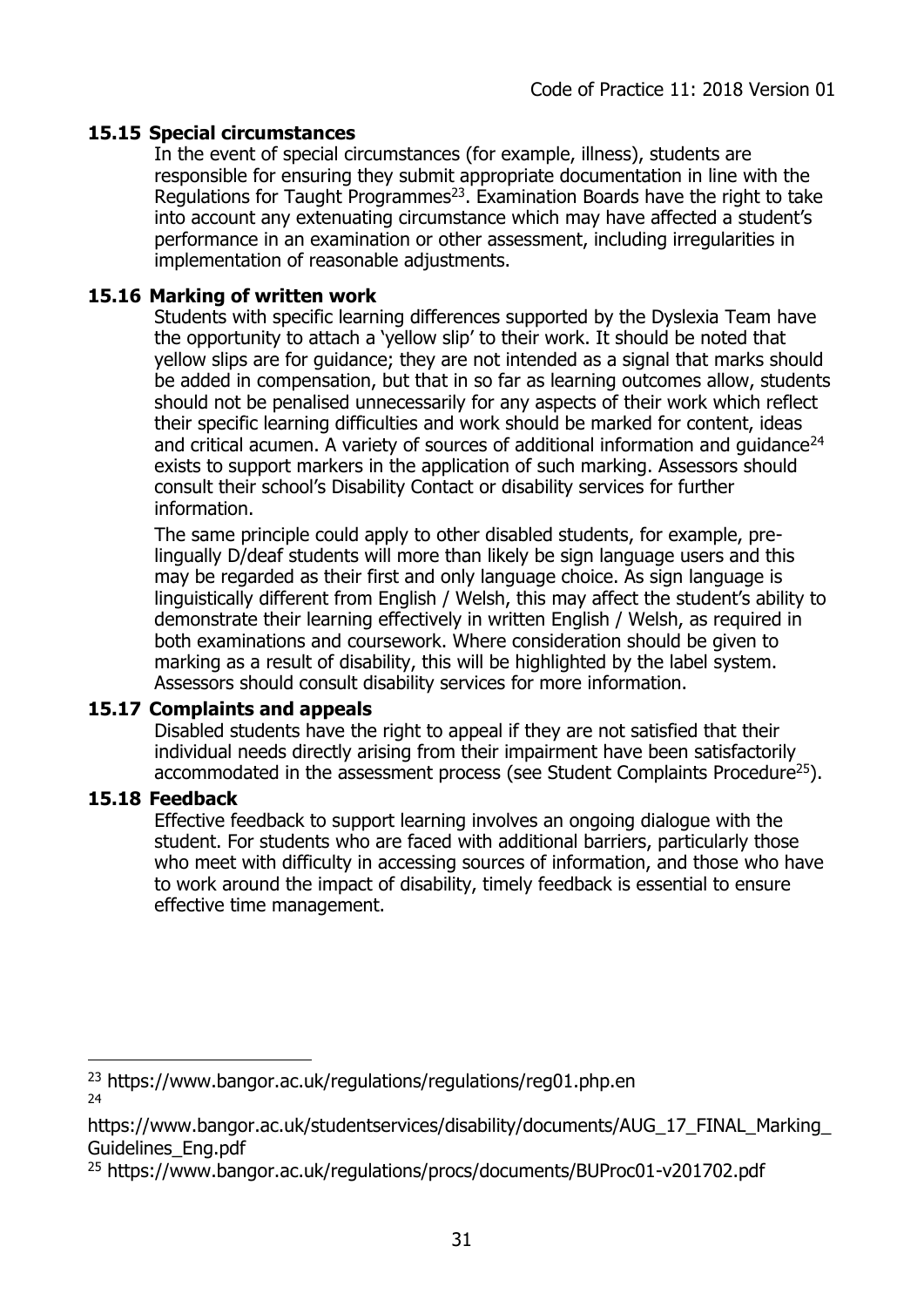### 15.15 Special circumstances

In the event of special circumstances (for example, illness), students are responsible for ensuring they submit appropriate documentation in line with the Regulations for Taught Programmes[23]. Examination Boards have the right to take into account any extenuating circumstance which may have affected a student's performance in an examination or other assessment, including irregularities in implementation of reasonable adjustments.

### 15.16 Marking of written work

Students with specific learning differences supported by the Dyslexia Team have the opportunity to attach a 'yellow slip' to their work. It should be noted that yellow slips are for guidance; they are not intended as a signal that marks should be added in compensation, but that in so far as learning outcomes allow, students should not be penalised unnecessarily for any aspects of their work which reflect their specific learning difficulties and work should be marked for content, ideas and critical acumen. A variety of sources of additional information and guidance[24] exists to support markers in the application of such marking. Assessors should consult their school's Disability Contact or disability services for further information.

The same principle could apply to other disabled students, for example, pre-lingually D/deaf students will more than likely be sign language users and this may be regarded as their first and only language choice. As sign language is linguistically different from English / Welsh, this may affect the student's ability to demonstrate their learning effectively in written English / Welsh, as required in both examinations and coursework. Where consideration should be given to marking as a result of disability, this will be highlighted by the label system. Assessors should consult disability services for more information.

### 15.17 Complaints and appeals

Disabled students have the right to appeal if they are not satisfied that their individual needs directly arising from their impairment have been satisfactorily accommodated in the assessment process (see Student Complaints Procedure[25]).

### 15.18 Feedback

Effective feedback to support learning involves an ongoing dialogue with the student. For students who are faced with additional barriers, particularly those who meet with difficulty in accessing sources of information, and those who have to work around the impact of disability, timely feedback is essential to ensure effective time management.

---

[23] https://www.bangor.ac.uk/regulations/regulations/reg01.php.en

[24] https://www.bangor.ac.uk/studentservices/disability/documents/AUG_17_FINAL_Marking_Guidelines_Eng.pdf

[25] https://www.bangor.ac.uk/regulations/procs/documents/BUProc01-v201702.pdf